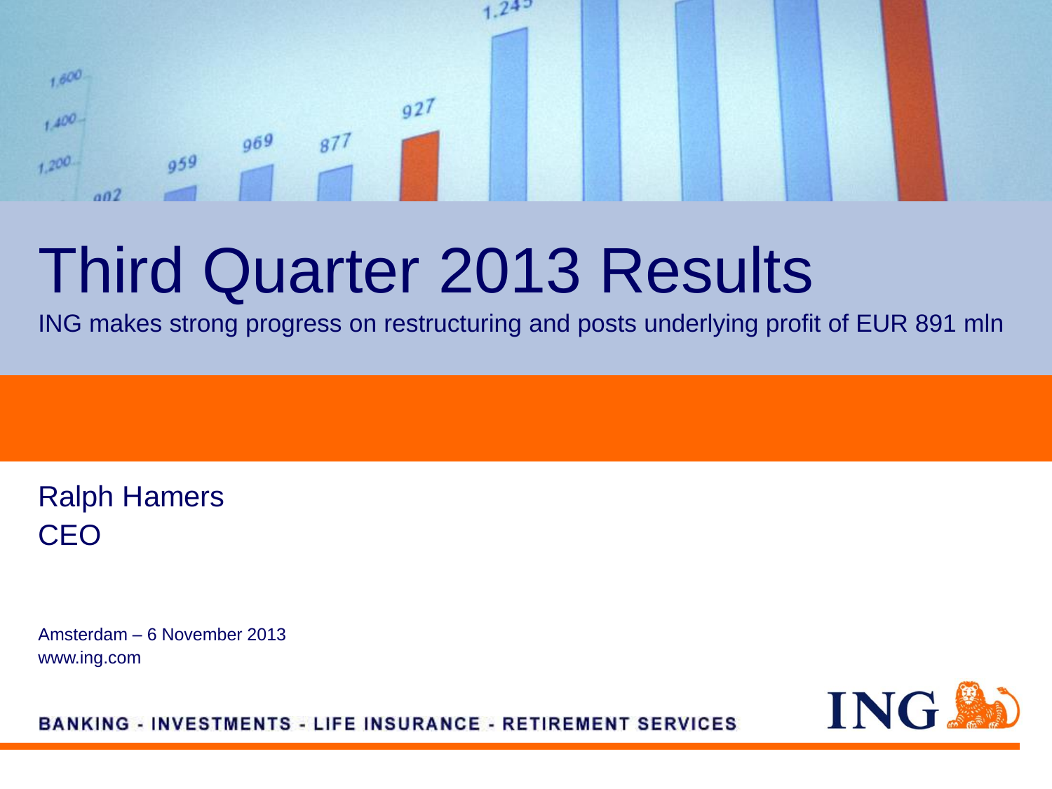# Third Quarter 2013 Results

ING makes strong progress on restructuring and posts underlying profit of EUR 891 mln

Ralph Hamers
CEO

Amsterdam – 6 November 2013
www.ing.com

BANKING - INVESTMENTS - LIFE INSURANCE - RETIREMENT SERVICES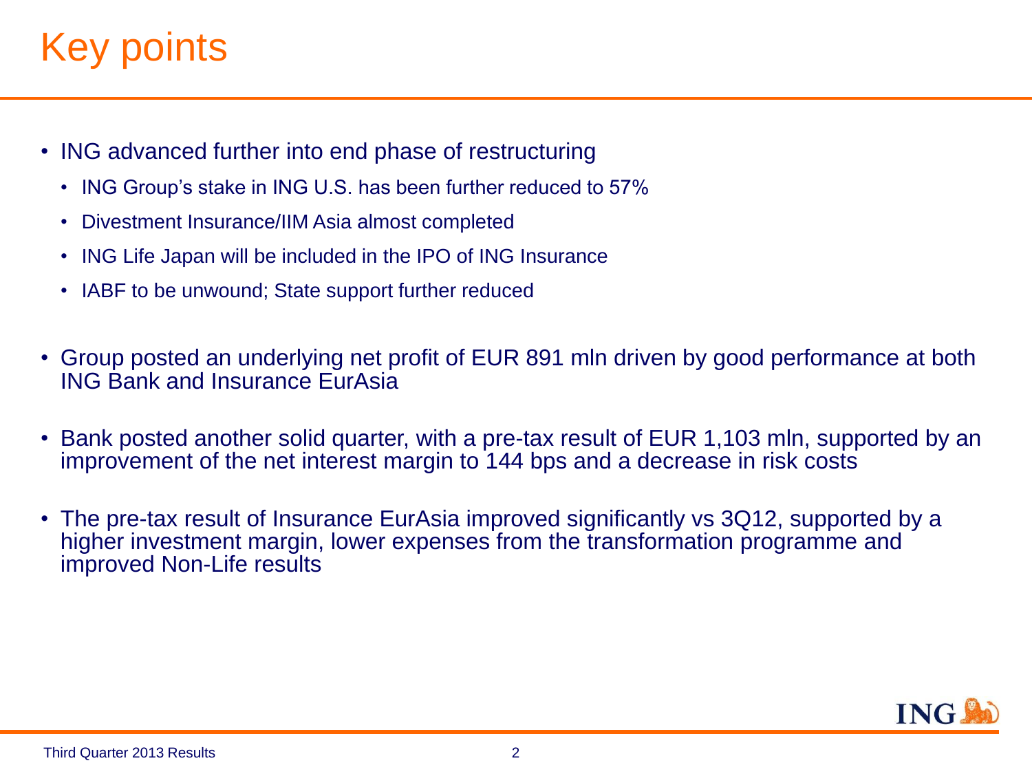# Key points

- ING advanced further into end phase of restructuring
  - ING Group's stake in ING U.S. has been further reduced to 57%
  - Divestment Insurance/IIM Asia almost completed
  - ING Life Japan will be included in the IPO of ING Insurance
  - IABF to be unwound; State support further reduced
- Group posted an underlying net profit of EUR 891 mln driven by good performance at both ING Bank and Insurance EurAsia
- Bank posted another solid quarter, with a pre-tax result of EUR 1,103 mln, supported by an improvement of the net interest margin to 144 bps and a decrease in risk costs
- The pre-tax result of Insurance EurAsia improved significantly vs 3Q12, supported by a higher investment margin, lower expenses from the transformation programme and improved Non-Life results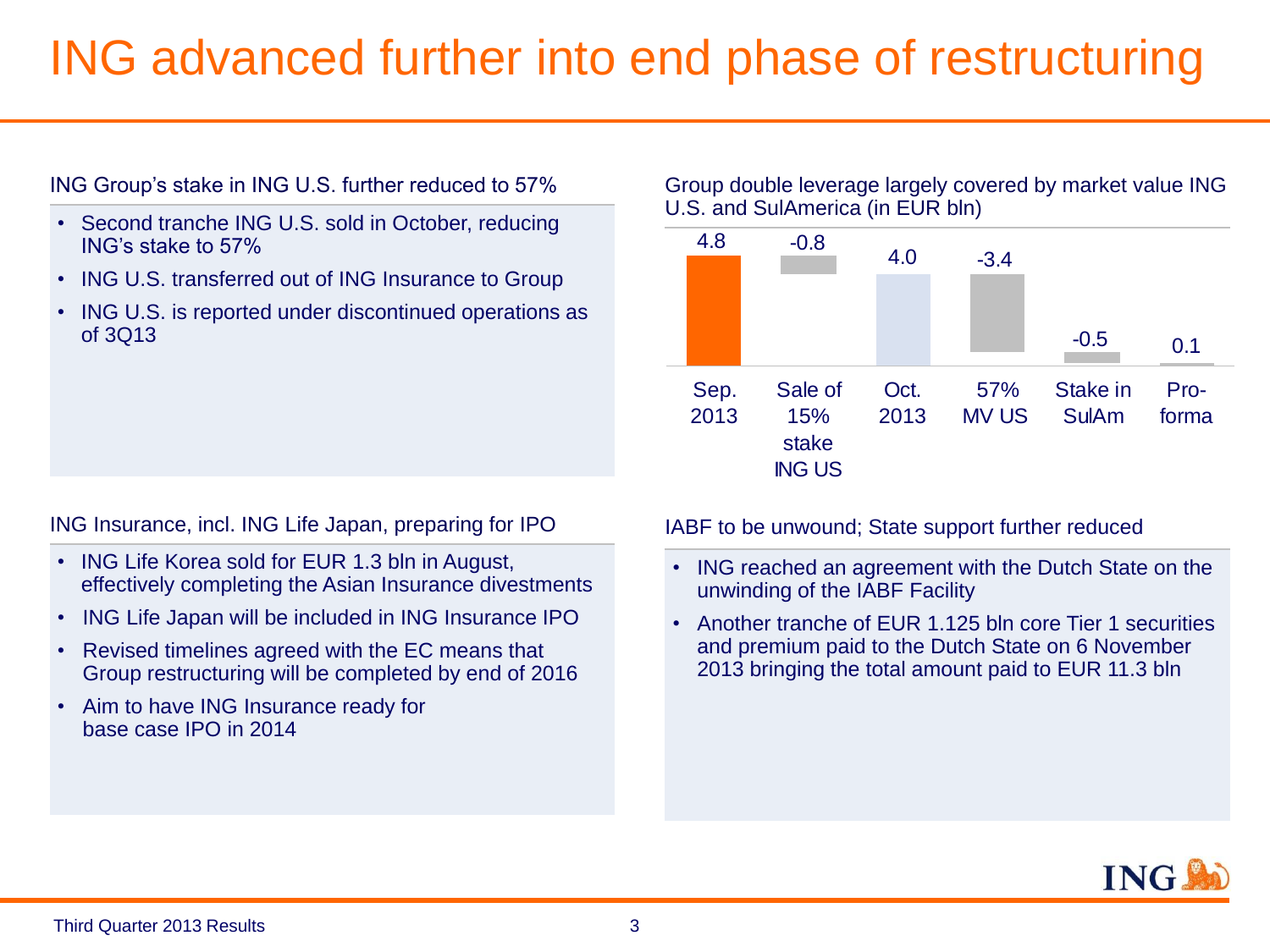# ING advanced further into end phase of restructuring

## ING Group's stake in ING U.S. further reduced to 57%

- Second tranche ING U.S. sold in October, reducing ING's stake to 57%
- ING U.S. transferred out of ING Insurance to Group
- ING U.S. is reported under discontinued operations as of 3Q13

## Group double leverage largely covered by market value ING U.S. and SulAmerica (in EUR bln)

| Sep. 2013 | Sale of 15% stake ING US | Oct. 2013 | 57% MV US | Stake in SulAm | Pro-forma |
|---|---|---|---|---|---|
| 4.8 | -0.8 | 4.0 | -3.4 | -0.5 | 0.1 |

## ING Insurance, incl. ING Life Japan, preparing for IPO

- ING Life Korea sold for EUR 1.3 bln in August, effectively completing the Asian Insurance divestments
- ING Life Japan will be included in ING Insurance IPO
- Revised timelines agreed with the EC means that Group restructuring will be completed by end of 2016
- Aim to have ING Insurance ready for base case IPO in 2014

## IABF to be unwound; State support further reduced

- ING reached an agreement with the Dutch State on the unwinding of the IABF Facility
- Another tranche of EUR 1.125 bln core Tier 1 securities and premium paid to the Dutch State on 6 November 2013 bringing the total amount paid to EUR 11.3 bln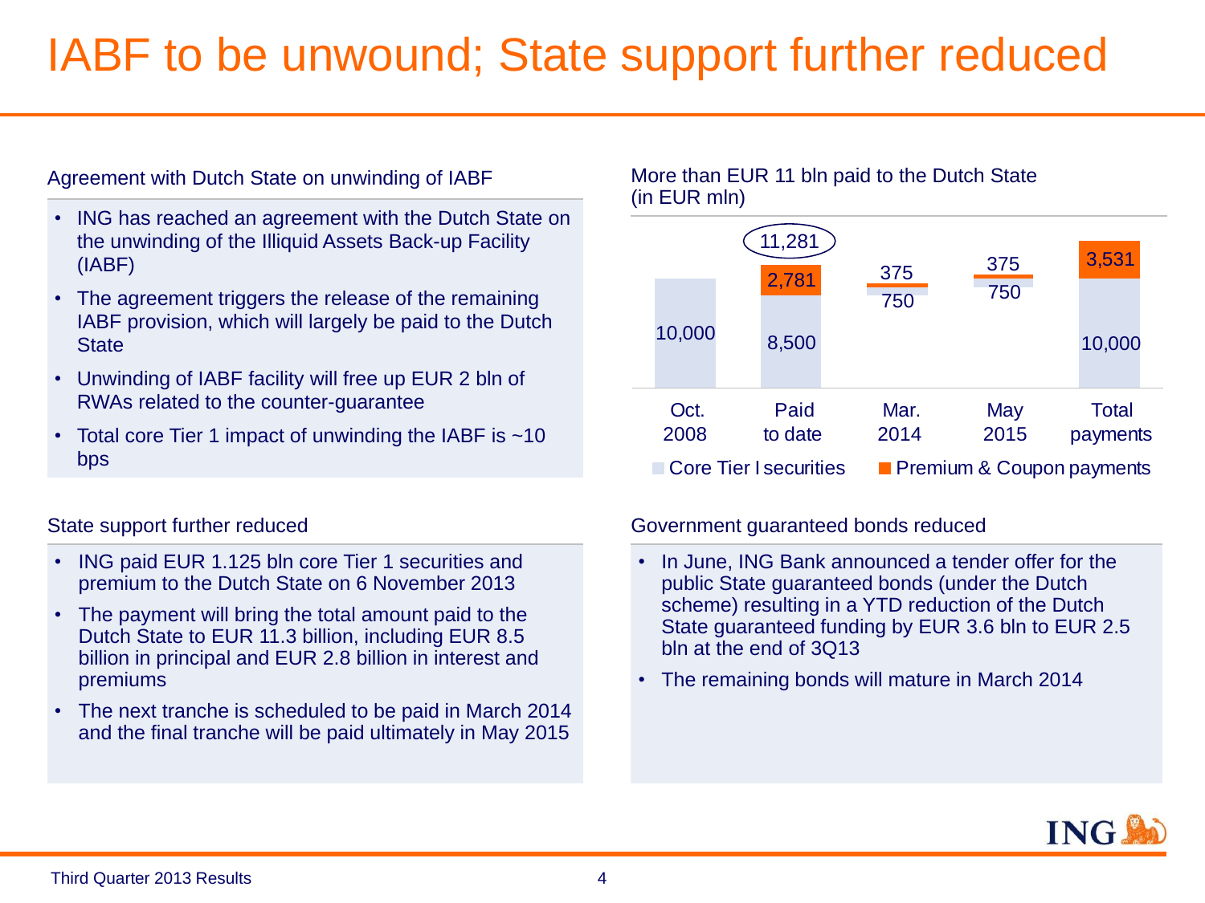# IABF to be unwound; State support further reduced

## Agreement with Dutch State on unwinding of IABF

- ING has reached an agreement with the Dutch State on the unwinding of the Illiquid Assets Back-up Facility (IABF)
- The agreement triggers the release of the remaining IABF provision, which will largely be paid to the Dutch State
- Unwinding of IABF facility will free up EUR 2 bln of RWAs related to the counter-guarantee
- Total core Tier 1 impact of unwinding the IABF is ~10 bps

## More than EUR 11 bln paid to the Dutch State (in EUR mln)

| | Oct. 2008 | Paid to date | Mar. 2014 | May 2015 | Total payments |
|---|---|---|---|---|---|
| Core Tier I securities | 10,000 | 8,500 | 750 | 750 | 10,000 |
| Premium & Coupon payments | | 2,781 | 375 | 375 | 3,531 |
| Total | | 11,281 | | | |

## State support further reduced

- ING paid EUR 1.125 bln core Tier 1 securities and premium to the Dutch State on 6 November 2013
- The payment will bring the total amount paid to the Dutch State to EUR 11.3 billion, including EUR 8.5 billion in principal and EUR 2.8 billion in interest and premiums
- The next tranche is scheduled to be paid in March 2014 and the final tranche will be paid ultimately in May 2015

## Government guaranteed bonds reduced

- In June, ING Bank announced a tender offer for the public State guaranteed bonds (under the Dutch scheme) resulting in a YTD reduction of the Dutch State guaranteed funding by EUR 3.6 bln to EUR 2.5 bln at the end of 3Q13
- The remaining bonds will mature in March 2014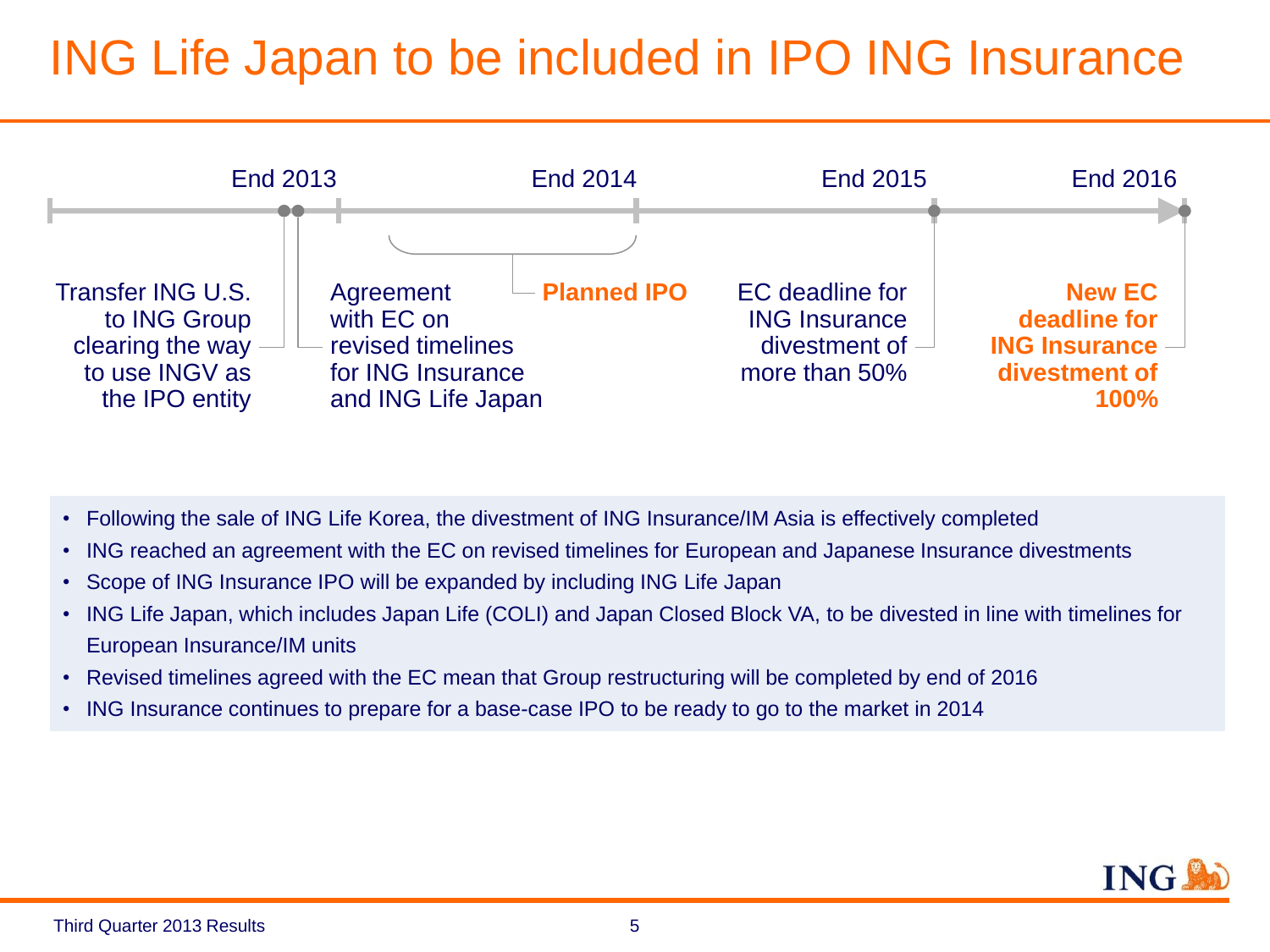# ING Life Japan to be included in IPO ING Insurance

**End 2013**
- Transfer ING U.S. to ING Group clearing the way to use INGV as the IPO entity
- Agreement with EC on revised timelines for ING Insurance and ING Life Japan

**End 2014**
- **Planned IPO**

**End 2015**
- EC deadline for ING Insurance divestment of more than 50%

**End 2016**
- **New EC deadline for ING Insurance divestment of 100%**

---

- Following the sale of ING Life Korea, the divestment of ING Insurance/IM Asia is effectively completed
- ING reached an agreement with the EC on revised timelines for European and Japanese Insurance divestments
- Scope of ING Insurance IPO will be expanded by including ING Life Japan
- ING Life Japan, which includes Japan Life (COLI) and Japan Closed Block VA, to be divested in line with timelines for European Insurance/IM units
- Revised timelines agreed with the EC mean that Group restructuring will be completed by end of 2016
- ING Insurance continues to prepare for a base-case IPO to be ready to go to the market in 2014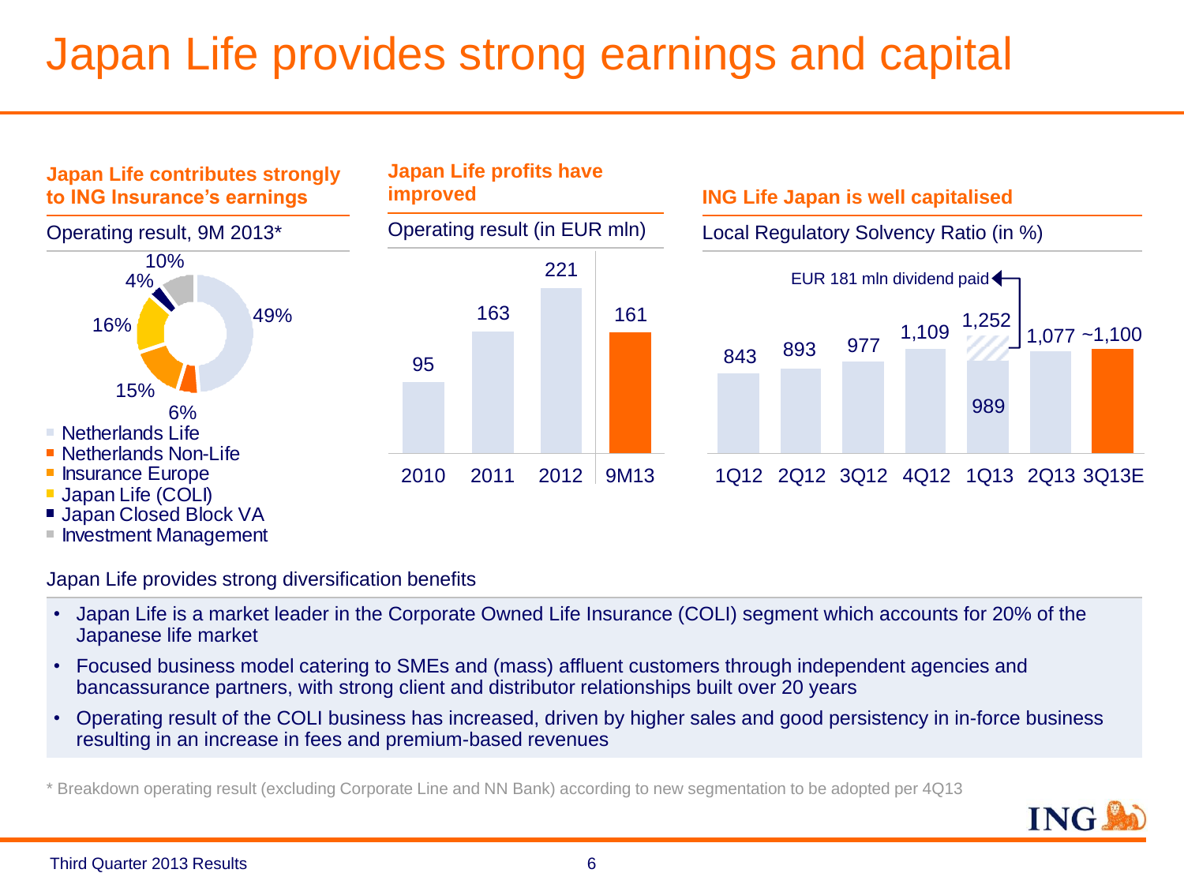# Japan Life provides strong earnings and capital

### Japan Life contributes strongly to ING Insurance's earnings

Operating result, 9M 2013*

| Segment | Share |
|---|---|
| Netherlands Life | 49% |
| Netherlands Non-Life | 6% |
| Insurance Europe | 15% |
| Japan Life (COLI) | 16% |
| Japan Closed Block VA | 4% |
| Investment Management | 10% |

### Japan Life profits have improved

Operating result (in EUR mln)

| 2010 | 2011 | 2012 | 9M13 |
|---|---|---|---|
| 95 | 163 | 221 | 161 |

### ING Life Japan is well capitalised

Local Regulatory Solvency Ratio (in %)

| 1Q12 | 2Q12 | 3Q12 | 4Q12 | 1Q13 | 2Q13 | 3Q13E |
|---|---|---|---|---|---|---|
| 843 | 893 | 977 | 1,109 | 1,252 (989) | 1,077 | ~1,100 |

EUR 181 mln dividend paid

Japan Life provides strong diversification benefits

- Japan Life is a market leader in the Corporate Owned Life Insurance (COLI) segment which accounts for 20% of the Japanese life market
- Focused business model catering to SMEs and (mass) affluent customers through independent agencies and bancassurance partners, with strong client and distributor relationships built over 20 years
- Operating result of the COLI business has increased, driven by higher sales and good persistency in in-force business resulting in an increase in fees and premium-based revenues

* Breakdown operating result (excluding Corporate Line and NN Bank) according to new segmentation to be adopted per 4Q13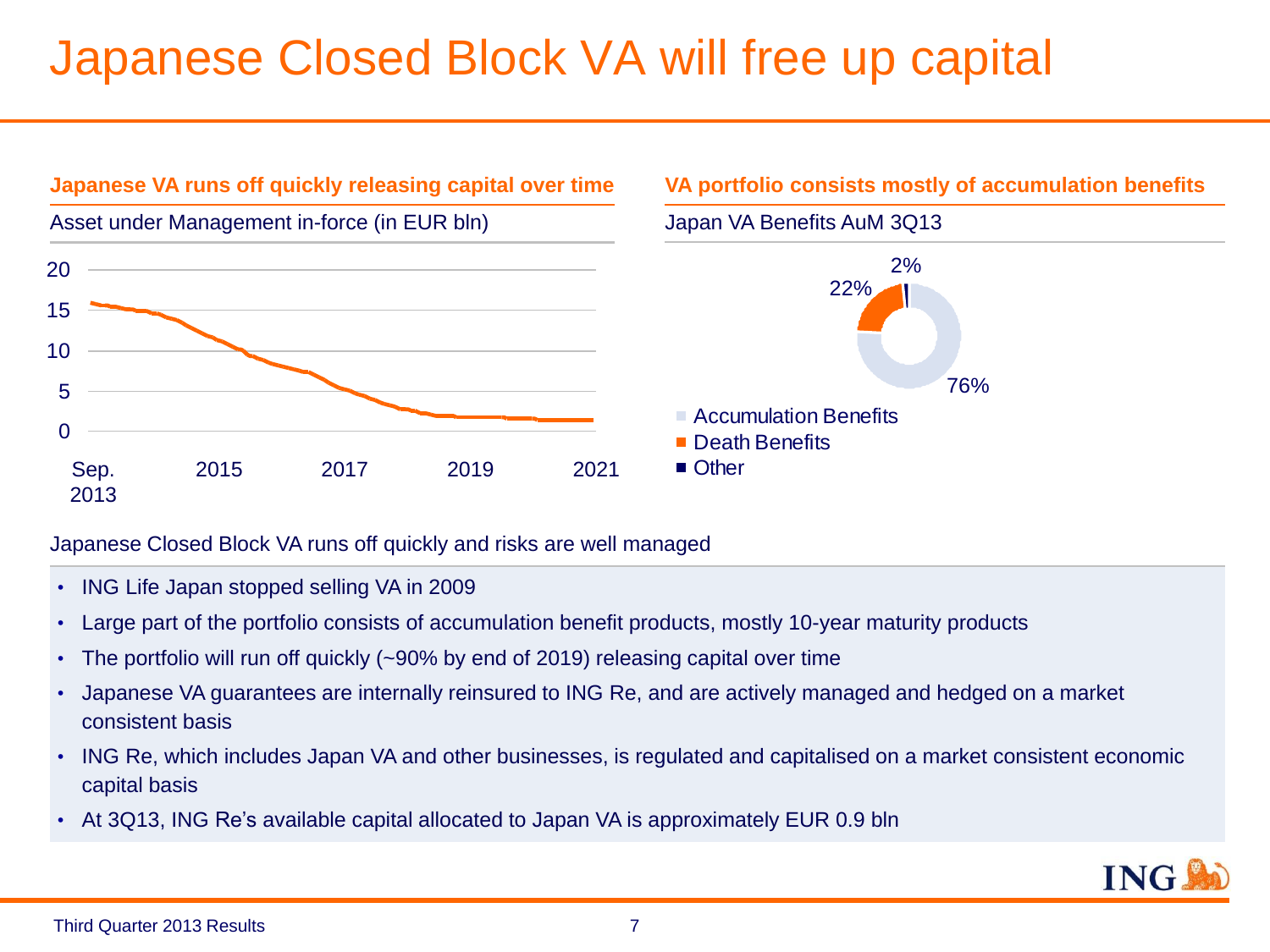# Japanese Closed Block VA will free up capital

**Japanese VA runs off quickly releasing capital over time**

Asset under Management in-force (in EUR bln)

**VA portfolio consists mostly of accumulation benefits**

Japan VA Benefits AuM 3Q13

- Accumulation Benefits: 76%
- Death Benefits: 22%
- Other: 2%

Japanese Closed Block VA runs off quickly and risks are well managed

- ING Life Japan stopped selling VA in 2009
- Large part of the portfolio consists of accumulation benefit products, mostly 10-year maturity products
- The portfolio will run off quickly (~90% by end of 2019) releasing capital over time
- Japanese VA guarantees are internally reinsured to ING Re, and are actively managed and hedged on a market consistent basis
- ING Re, which includes Japan VA and other businesses, is regulated and capitalised on a market consistent economic capital basis
- At 3Q13, ING Re's available capital allocated to Japan VA is approximately EUR 0.9 bln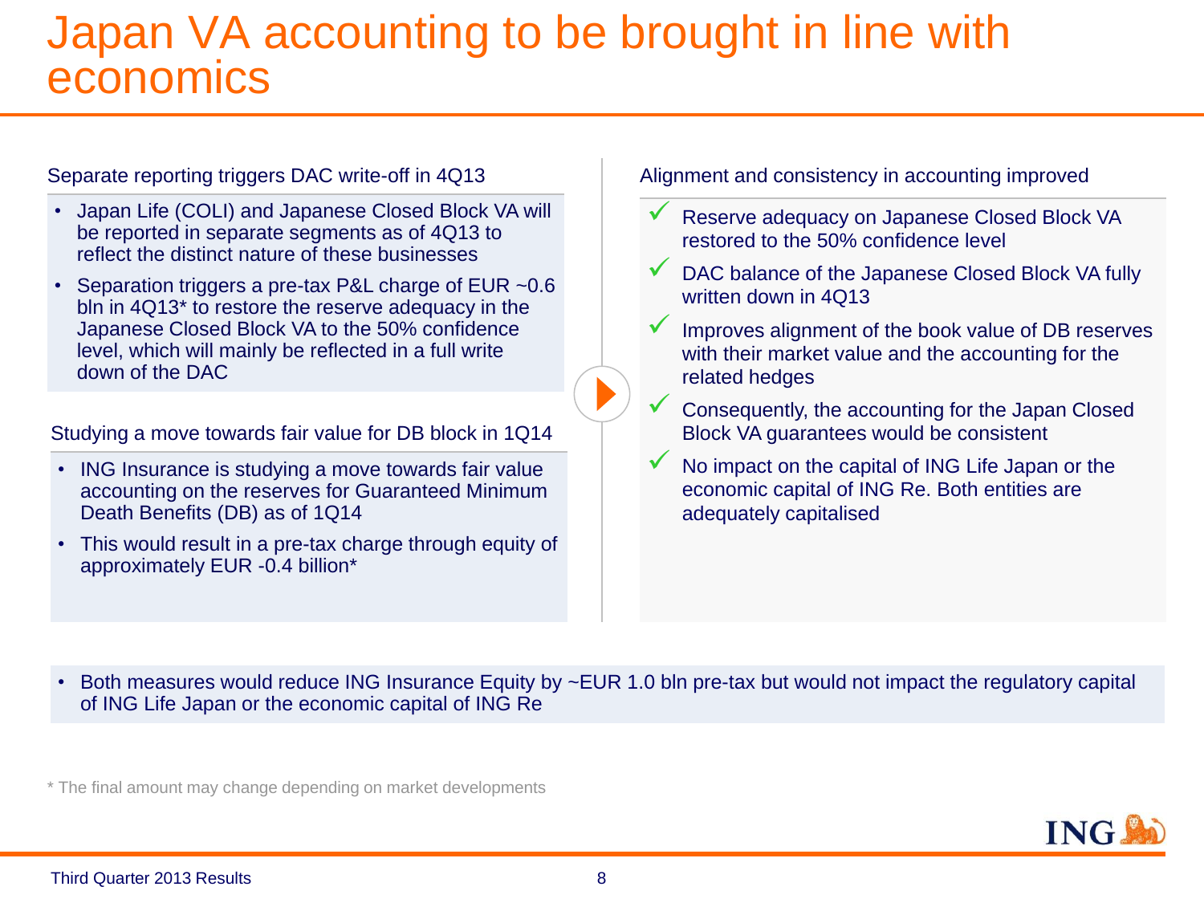# Japan VA accounting to be brought in line with economics

### Separate reporting triggers DAC write-off in 4Q13

- Japan Life (COLI) and Japanese Closed Block VA will be reported in separate segments as of 4Q13 to reflect the distinct nature of these businesses
- Separation triggers a pre-tax P&L charge of EUR ~0.6 bln in 4Q13* to restore the reserve adequacy in the Japanese Closed Block VA to the 50% confidence level, which will mainly be reflected in a full write down of the DAC

### Studying a move towards fair value for DB block in 1Q14

- ING Insurance is studying a move towards fair value accounting on the reserves for Guaranteed Minimum Death Benefits (DB) as of 1Q14
- This would result in a pre-tax charge through equity of approximately EUR -0.4 billion*

### Alignment and consistency in accounting improved

- ✓ Reserve adequacy on Japanese Closed Block VA restored to the 50% confidence level
- ✓ DAC balance of the Japanese Closed Block VA fully written down in 4Q13
- ✓ Improves alignment of the book value of DB reserves with their market value and the accounting for the related hedges
- ✓ Consequently, the accounting for the Japan Closed Block VA guarantees would be consistent
- ✓ No impact on the capital of ING Life Japan or the economic capital of ING Re. Both entities are adequately capitalised

- Both measures would reduce ING Insurance Equity by ~EUR 1.0 bln pre-tax but would not impact the regulatory capital of ING Life Japan or the economic capital of ING Re

* The final amount may change depending on market developments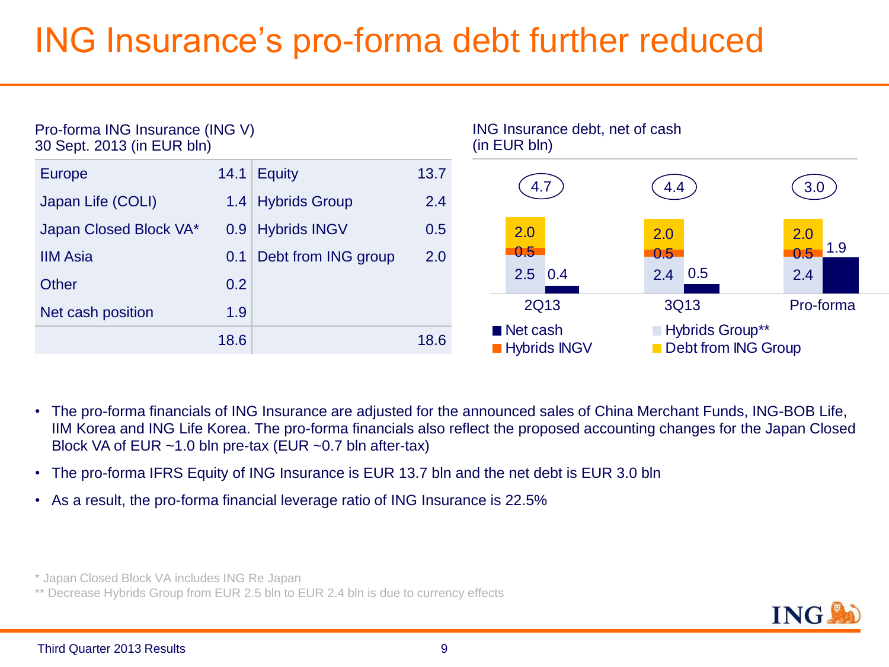# ING Insurance's pro-forma debt further reduced

Pro-forma ING Insurance (ING V)
30 Sept. 2013 (in EUR bln)

| | | | |
|---|---|---|---|
| Europe | 14.1 | Equity | 13.7 |
| Japan Life (COLI) | 1.4 | Hybrids Group | 2.4 |
| Japan Closed Block VA* | 0.9 | Hybrids INGV | 0.5 |
| IIM Asia | 0.1 | Debt from ING group | 2.0 |
| Other | 0.2 | | |
| Net cash position | 1.9 | | |
| | 18.6 | | 18.6 |

ING Insurance debt, net of cash
(in EUR bln)

| | 2Q13 | 3Q13 | Pro-forma |
|---|---|---|---|
| Debt from ING Group | 2.0 | 2.0 | 2.0 |
| Hybrids INGV | 0.5 | 0.5 | 0.5 |
| Hybrids Group** | 2.5 | 2.4 | 2.4 |
| Net cash | 0.4 | 0.5 | 1.9 |
| Debt, net of cash | 4.7 | 4.4 | 3.0 |

- The pro-forma financials of ING Insurance are adjusted for the announced sales of China Merchant Funds, ING-BOB Life, IIM Korea and ING Life Korea. The pro-forma financials also reflect the proposed accounting changes for the Japan Closed Block VA of EUR ~1.0 bln pre-tax (EUR ~0.7 bln after-tax)
- The pro-forma IFRS Equity of ING Insurance is EUR 13.7 bln and the net debt is EUR 3.0 bln
- As a result, the pro-forma financial leverage ratio of ING Insurance is 22.5%

\* Japan Closed Block VA includes ING Re Japan
** Decrease Hybrids Group from EUR 2.5 bln to EUR 2.4 bln is due to currency effects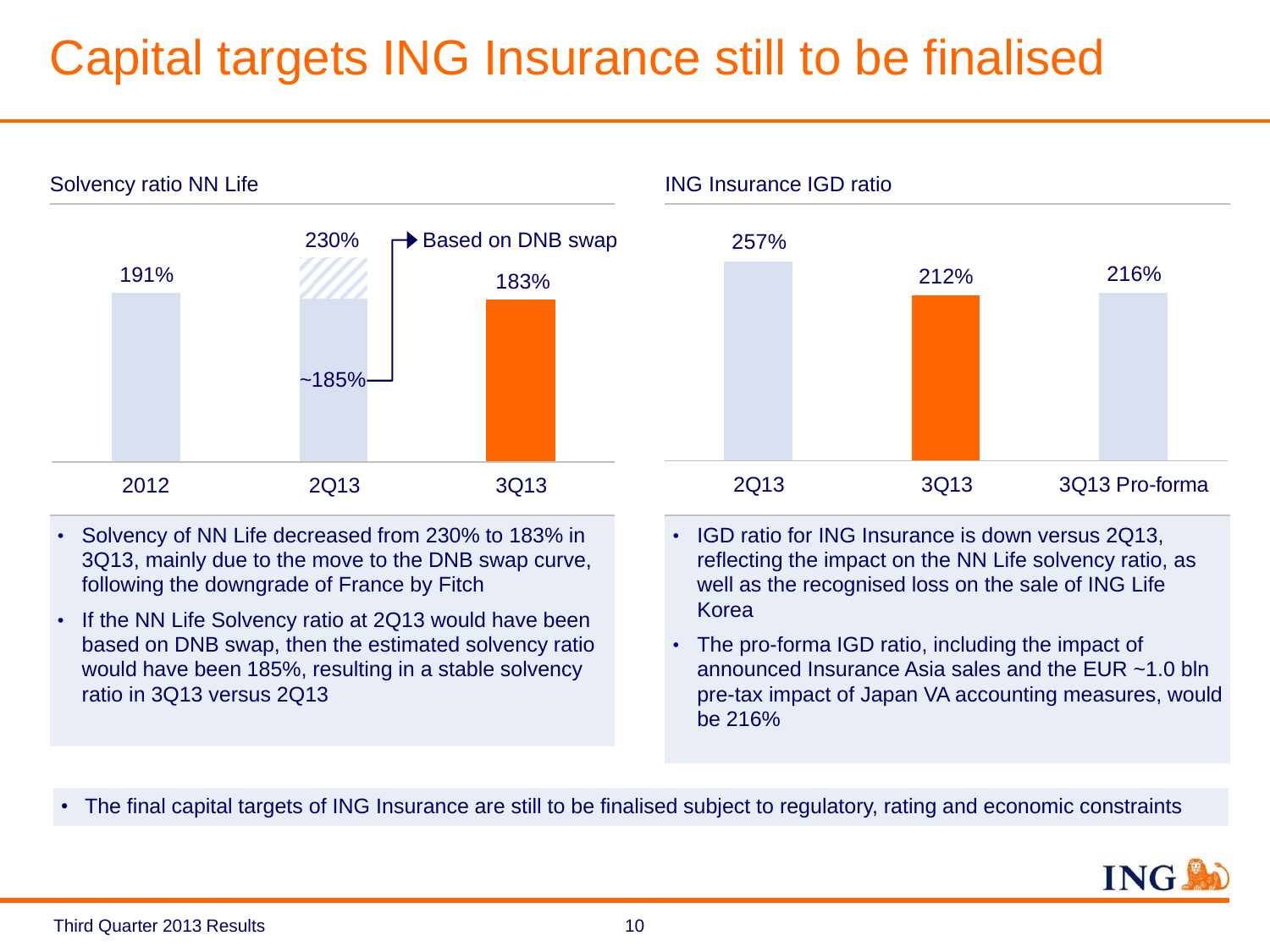# Capital targets ING Insurance still to be finalised

## Solvency ratio NN Life

| | 2012 | 2Q13 | 3Q13 |
|---|---|---|---|
| Solvency ratio | 191% | 230% (~185% based on DNB swap) | 183% |

- Solvency of NN Life decreased from 230% to 183% in 3Q13, mainly due to the move to the DNB swap curve, following the downgrade of France by Fitch
- If the NN Life Solvency ratio at 2Q13 would have been based on DNB swap, then the estimated solvency ratio would have been 185%, resulting in a stable solvency ratio in 3Q13 versus 2Q13

## ING Insurance IGD ratio

| | 2Q13 | 3Q13 | 3Q13 Pro-forma |
|---|---|---|---|
| IGD ratio | 257% | 212% | 216% |

- IGD ratio for ING Insurance is down versus 2Q13, reflecting the impact on the NN Life solvency ratio, as well as the recognised loss on the sale of ING Life Korea
- The pro-forma IGD ratio, including the impact of announced Insurance Asia sales and the EUR ~1.0 bln pre-tax impact of Japan VA accounting measures, would be 216%

- The final capital targets of ING Insurance are still to be finalised subject to regulatory, rating and economic constraints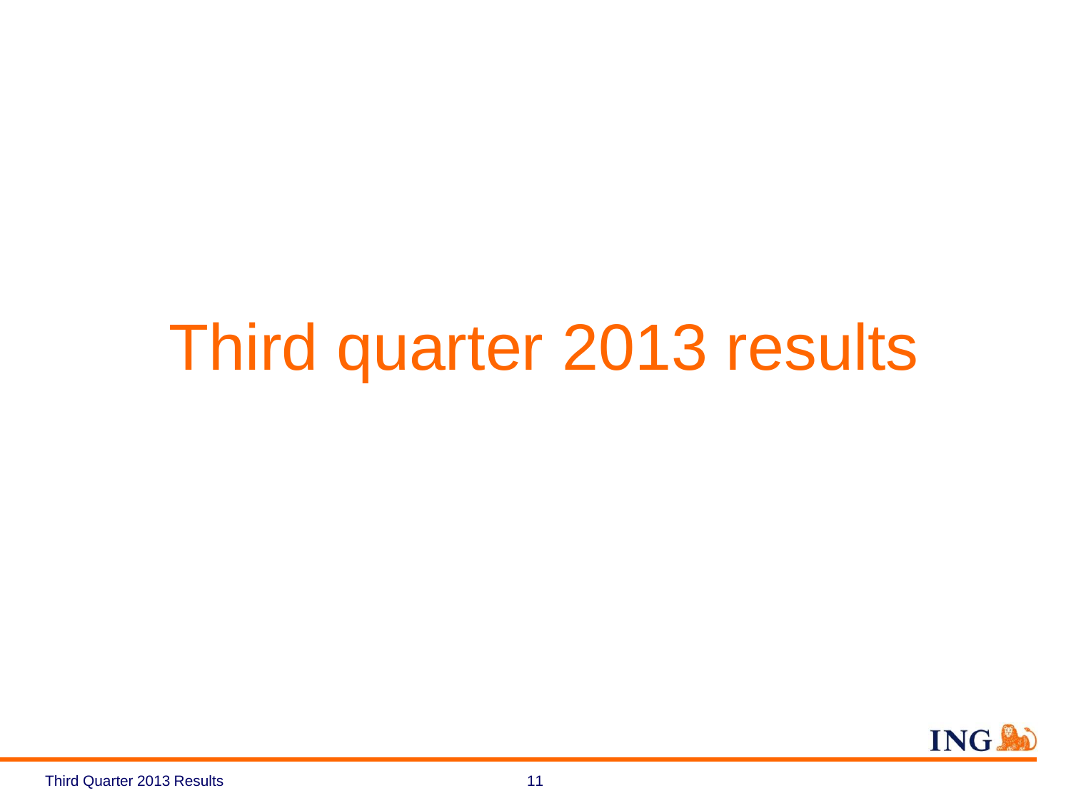# Third quarter 2013 results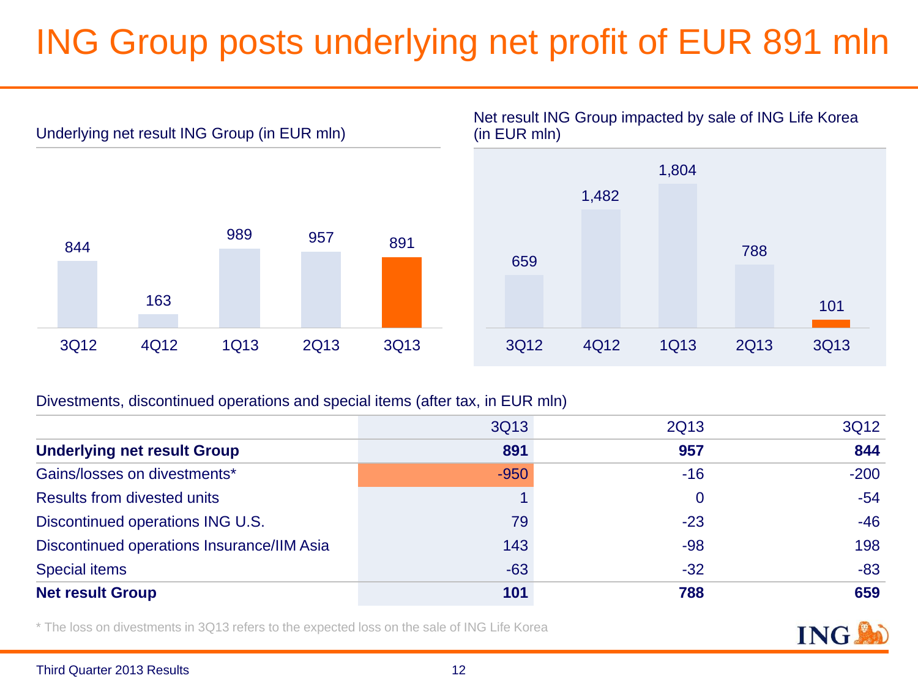# ING Group posts underlying net profit of EUR 891 mln

Underlying net result ING Group (in EUR mln)

| 3Q12 | 4Q12 | 1Q13 | 2Q13 | 3Q13 |
|---|---|---|---|---|
| 844 | 163 | 989 | 957 | 891 |

Net result ING Group impacted by sale of ING Life Korea (in EUR mln)

| 3Q12 | 4Q12 | 1Q13 | 2Q13 | 3Q13 |
|---|---|---|---|---|
| 659 | 1,482 | 1,804 | 788 | 101 |

Divestments, discontinued operations and special items (after tax, in EUR mln)

| | 3Q13 | 2Q13 | 3Q12 |
|---|---|---|---|
| **Underlying net result Group** | **891** | **957** | **844** |
| Gains/losses on divestments* | -950 | -16 | -200 |
| Results from divested units | 1 | 0 | -54 |
| Discontinued operations ING U.S. | 79 | -23 | -46 |
| Discontinued operations Insurance/IIM Asia | 143 | -98 | 198 |
| Special items | -63 | -32 | -83 |
| **Net result Group** | **101** | **788** | **659** |

* The loss on divestments in 3Q13 refers to the expected loss on the sale of ING Life Korea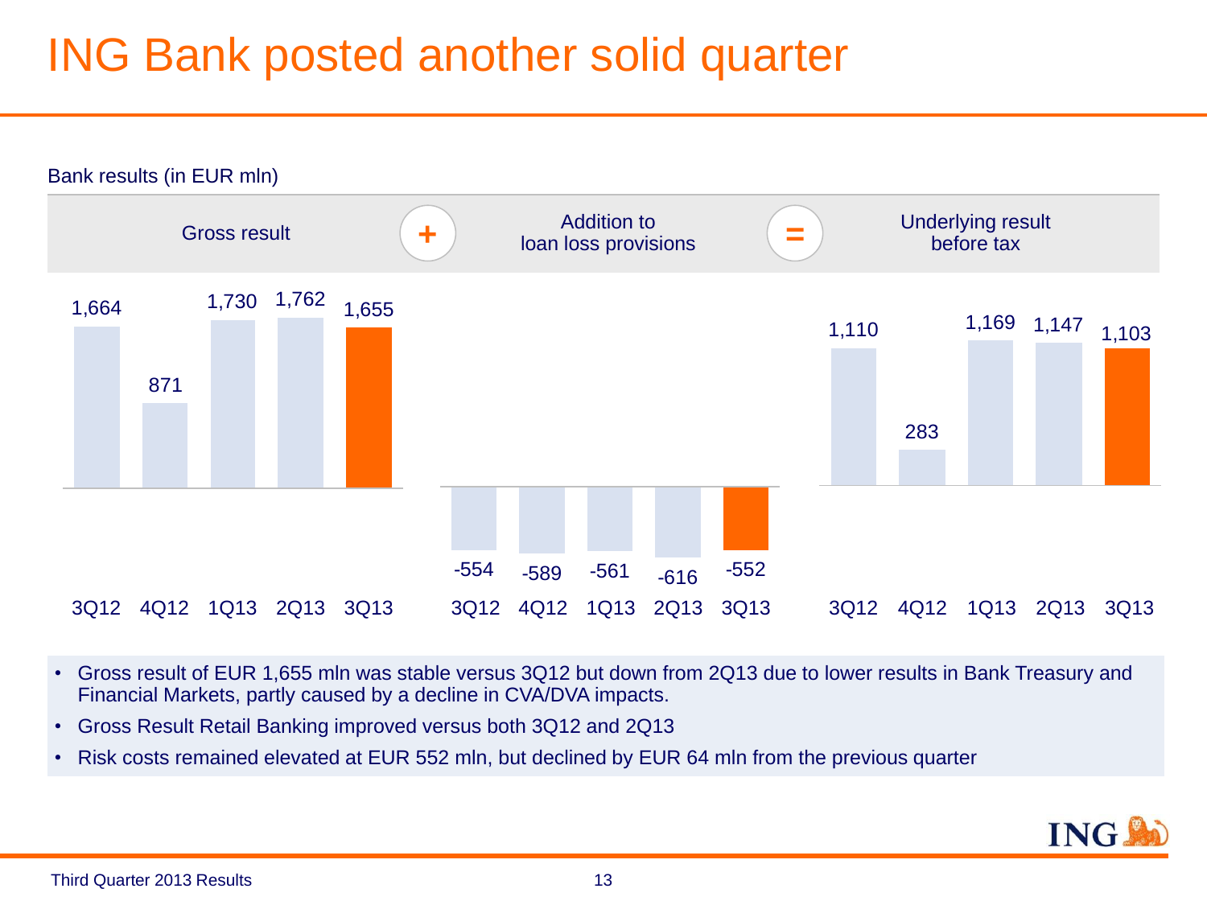# ING Bank posted another solid quarter

Bank results (in EUR mln)

| | 3Q12 | 4Q12 | 1Q13 | 2Q13 | 3Q13 |
|---|---|---|---|---|---|
| Gross result | 1,664 | 871 | 1,730 | 1,762 | 1,655 |
| + Addition to loan loss provisions | -554 | -589 | -561 | -616 | -552 |
| = Underlying result before tax | 1,110 | 283 | 1,169 | 1,147 | 1,103 |

- Gross result of EUR 1,655 mln was stable versus 3Q12 but down from 2Q13 due to lower results in Bank Treasury and Financial Markets, partly caused by a decline in CVA/DVA impacts.
- Gross Result Retail Banking improved versus both 3Q12 and 2Q13
- Risk costs remained elevated at EUR 552 mln, but declined by EUR 64 mln from the previous quarter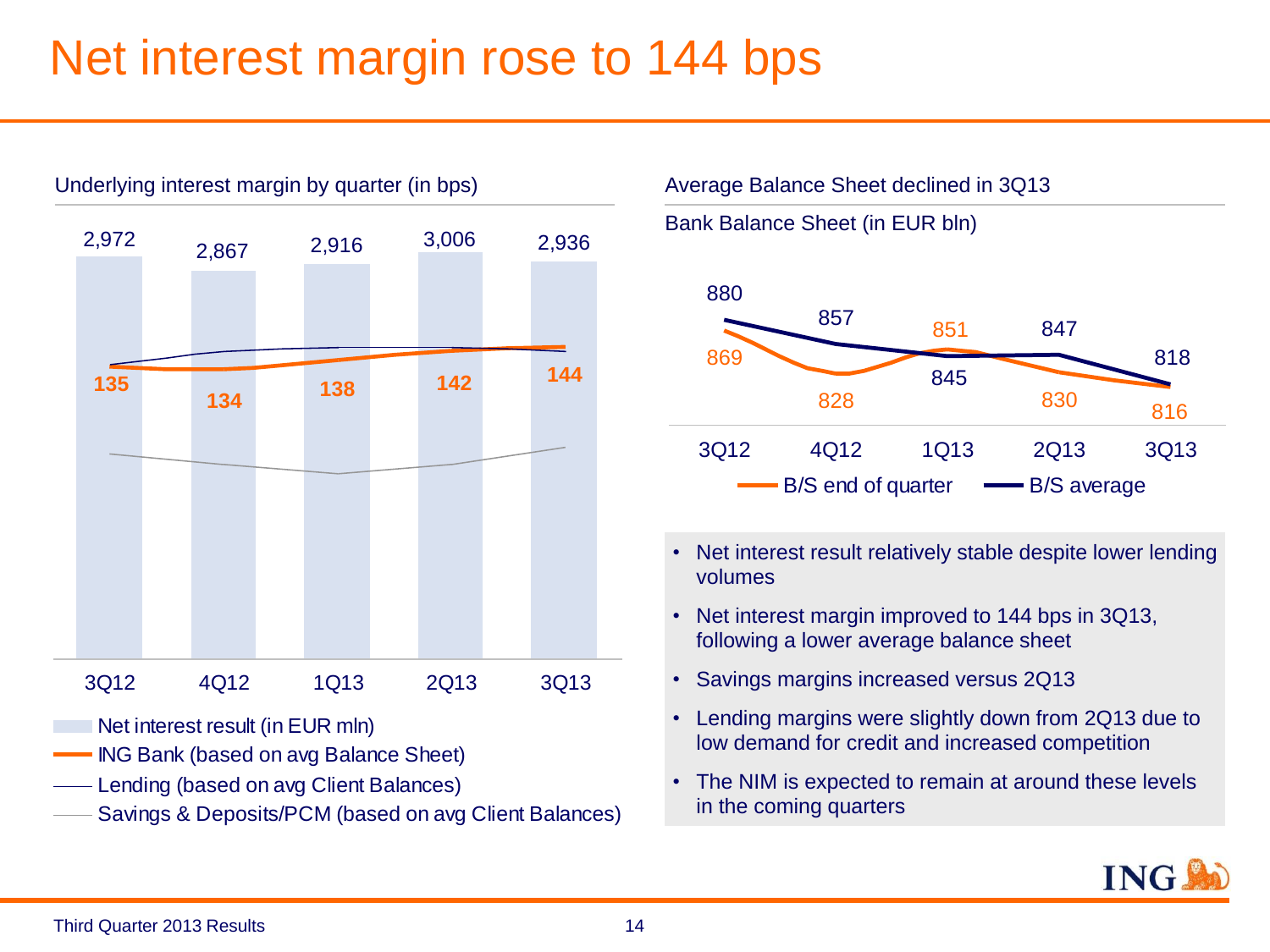# Net interest margin rose to 144 bps

## Underlying interest margin by quarter (in bps)

| | 3Q12 | 4Q12 | 1Q13 | 2Q13 | 3Q13 |
|---|---|---|---|---|---|
| Net interest result (in EUR mln) | 2,972 | 2,867 | 2,916 | 3,006 | 2,936 |
| ING Bank (based on avg Balance Sheet) | 135 | 134 | 138 | 142 | 144 |

- Net interest result (in EUR mln)
- ING Bank (based on avg Balance Sheet)
- Lending (based on avg Client Balances)
- Savings & Deposits/PCM (based on avg Client Balances)

## Average Balance Sheet declined in 3Q13

Bank Balance Sheet (in EUR bln)

| | 3Q12 | 4Q12 | 1Q13 | 2Q13 | 3Q13 |
|---|---|---|---|---|---|
| B/S end of quarter | 869 | 828 | 851 | 830 | 816 |
| B/S average | 880 | 857 | 845 | 847 | 818 |

- Net interest result relatively stable despite lower lending volumes
- Net interest margin improved to 144 bps in 3Q13, following a lower average balance sheet
- Savings margins increased versus 2Q13
- Lending margins were slightly down from 2Q13 due to low demand for credit and increased competition
- The NIM is expected to remain at around these levels in the coming quarters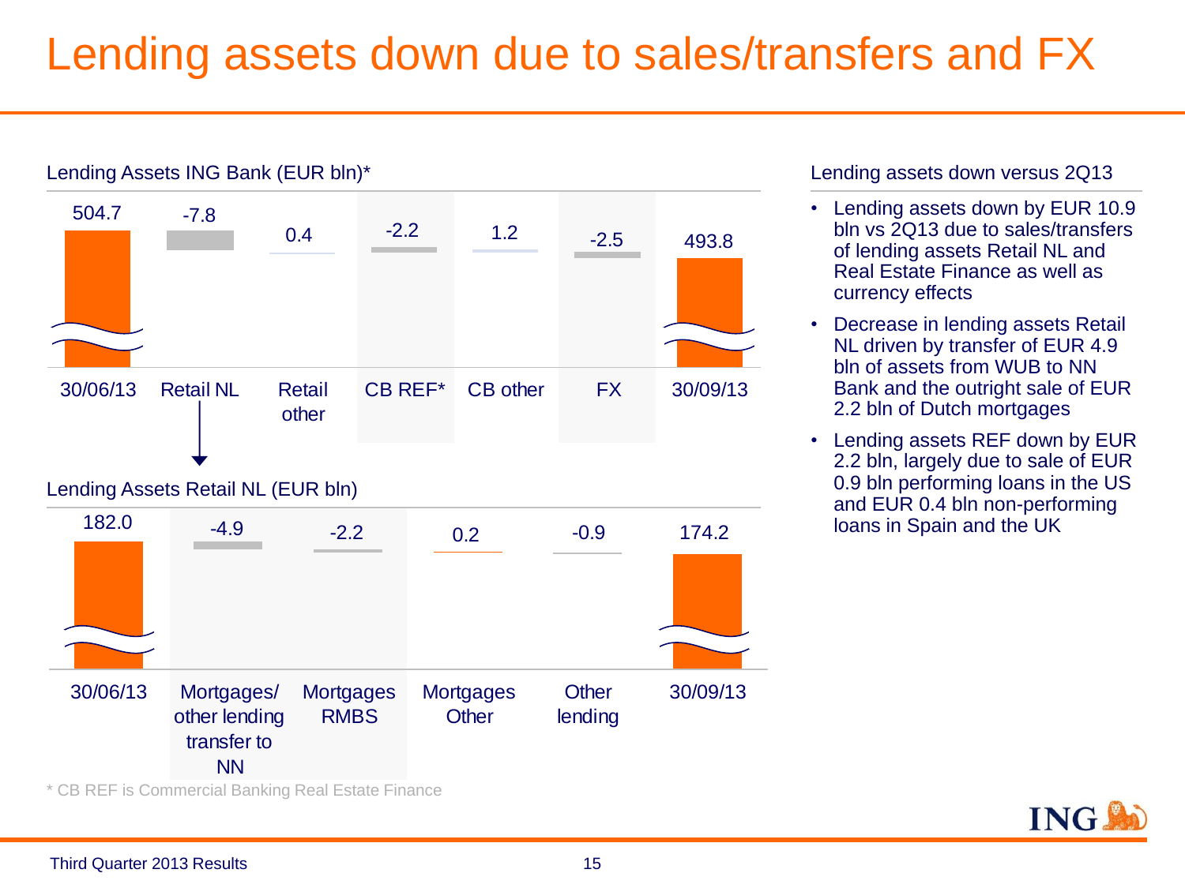# Lending assets down due to sales/transfers and FX

**Lending Assets ING Bank (EUR bln)***

| 30/06/13 | Retail NL | Retail other | CB REF* | CB other | FX | 30/09/13 |
|---|---|---|---|---|---|---|
| 504.7 | -7.8 | 0.4 | -2.2 | 1.2 | -2.5 | 493.8 |

**Lending Assets Retail NL (EUR bln)**

| 30/06/13 | Mortgages/ other lending transfer to NN | Mortgages RMBS | Mortgages Other | Other lending | 30/09/13 |
|---|---|---|---|---|---|
| 182.0 | -4.9 | -2.2 | 0.2 | -0.9 | 174.2 |

\* CB REF is Commercial Banking Real Estate Finance

**Lending assets down versus 2Q13**

- Lending assets down by EUR 10.9 bln vs 2Q13 due to sales/transfers of lending assets Retail NL and Real Estate Finance as well as currency effects
- Decrease in lending assets Retail NL driven by transfer of EUR 4.9 bln of assets from WUB to NN Bank and the outright sale of EUR 2.2 bln of Dutch mortgages
- Lending assets REF down by EUR 2.2 bln, largely due to sale of EUR 0.9 bln performing loans in the US and EUR 0.4 bln non-performing loans in Spain and the UK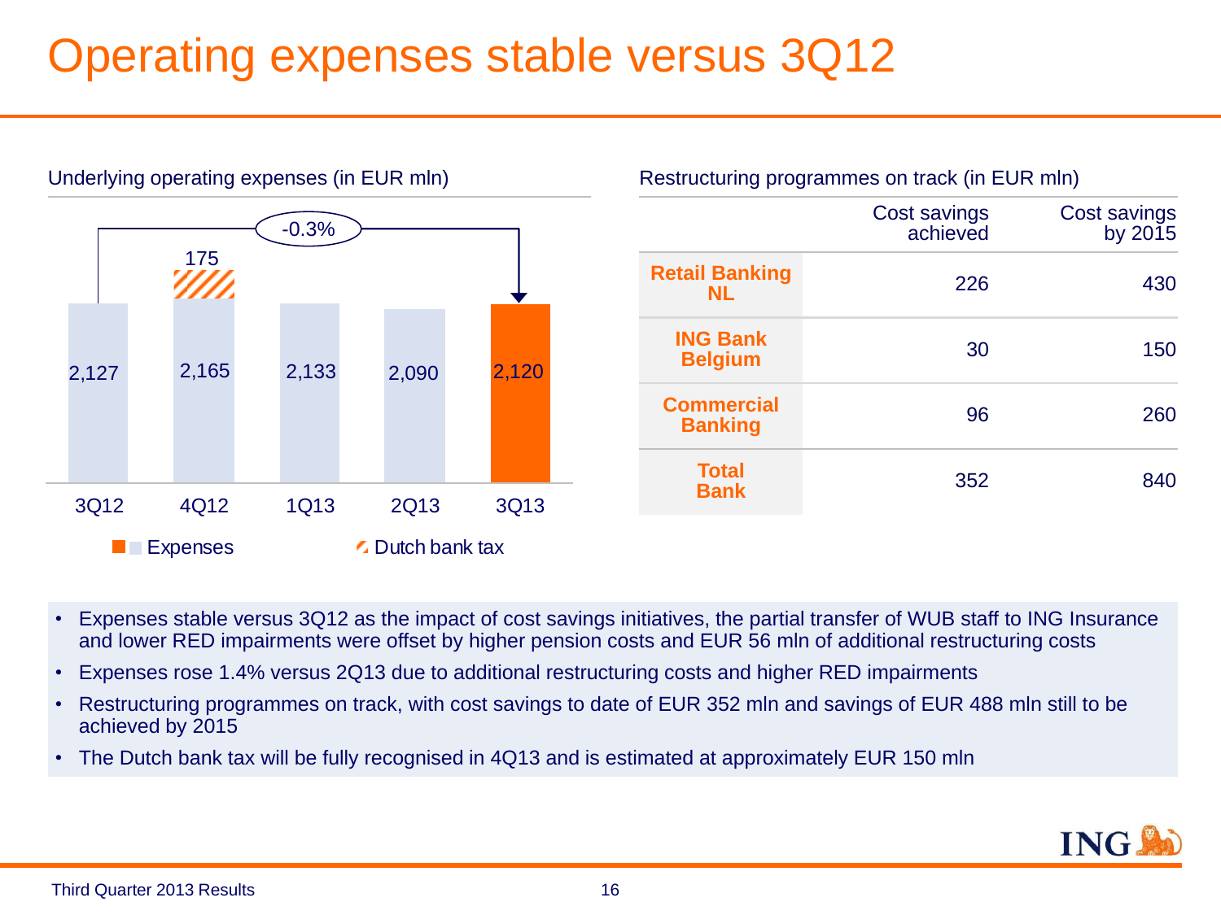# Operating expenses stable versus 3Q12

Underlying operating expenses (in EUR mln)

| | 3Q12 | 4Q12 | 1Q13 | 2Q13 | 3Q13 |
|---|---|---|---|---|---|
| Expenses | 2,127 | 2,165 | 2,133 | 2,090 | 2,120 |
| Dutch bank tax | | 175 | | | |

3Q12 to 3Q13: -0.3%

Restructuring programmes on track (in EUR mln)

| | Cost savings achieved | Cost savings by 2015 |
|---|---|---|
| **Retail Banking NL** | 226 | 430 |
| **ING Bank Belgium** | 30 | 150 |
| **Commercial Banking** | 96 | 260 |
| **Total Bank** | 352 | 840 |

- Expenses stable versus 3Q12 as the impact of cost savings initiatives, the partial transfer of WUB staff to ING Insurance and lower RED impairments were offset by higher pension costs and EUR 56 mln of additional restructuring costs
- Expenses rose 1.4% versus 2Q13 due to additional restructuring costs and higher RED impairments
- Restructuring programmes on track, with cost savings to date of EUR 352 mln and savings of EUR 488 mln still to be achieved by 2015
- The Dutch bank tax will be fully recognised in 4Q13 and is estimated at approximately EUR 150 mln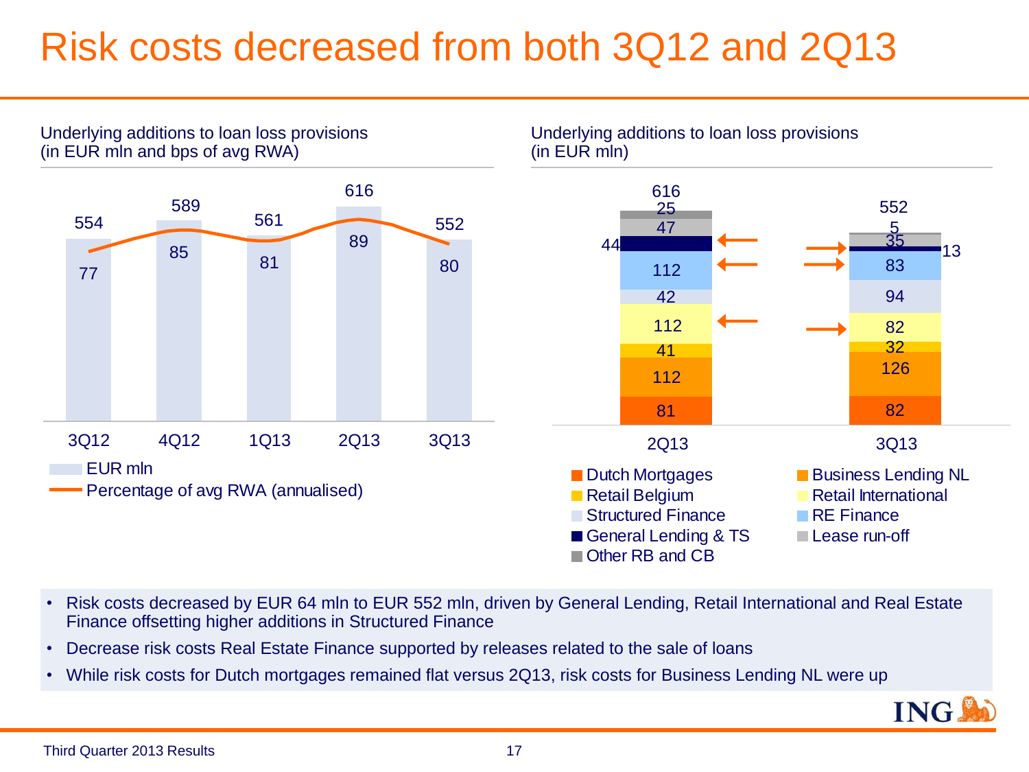# Risk costs decreased from both 3Q12 and 2Q13

**Underlying additions to loan loss provisions (in EUR mln and bps of avg RWA)**

| | 3Q12 | 4Q12 | 1Q13 | 2Q13 | 3Q13 |
|---|---|---|---|---|---|
| EUR mln | 554 | 589 | 561 | 616 | 552 |
| Percentage of avg RWA (annualised) | 77 | 85 | 81 | 89 | 80 |

**Underlying additions to loan loss provisions (in EUR mln)**

| | 2Q13 | 3Q13 |
|---|---|---|
| Dutch Mortgages | 81 | 82 |
| Business Lending NL | 112 | 126 |
| Retail Belgium | 41 | 32 |
| Retail International | 112 | 82 |
| Structured Finance | 42 | 94 |
| RE Finance | 112 | 83 |
| General Lending & TS | 44 | 13 |
| Lease run-off | 47 | 35 |
| Other RB and CB | 25 | 5 |
| Total | 616 | 552 |

- Risk costs decreased by EUR 64 mln to EUR 552 mln, driven by General Lending, Retail International and Real Estate Finance offsetting higher additions in Structured Finance
- Decrease risk costs Real Estate Finance supported by releases related to the sale of loans
- While risk costs for Dutch mortgages remained flat versus 2Q13, risk costs for Business Lending NL were up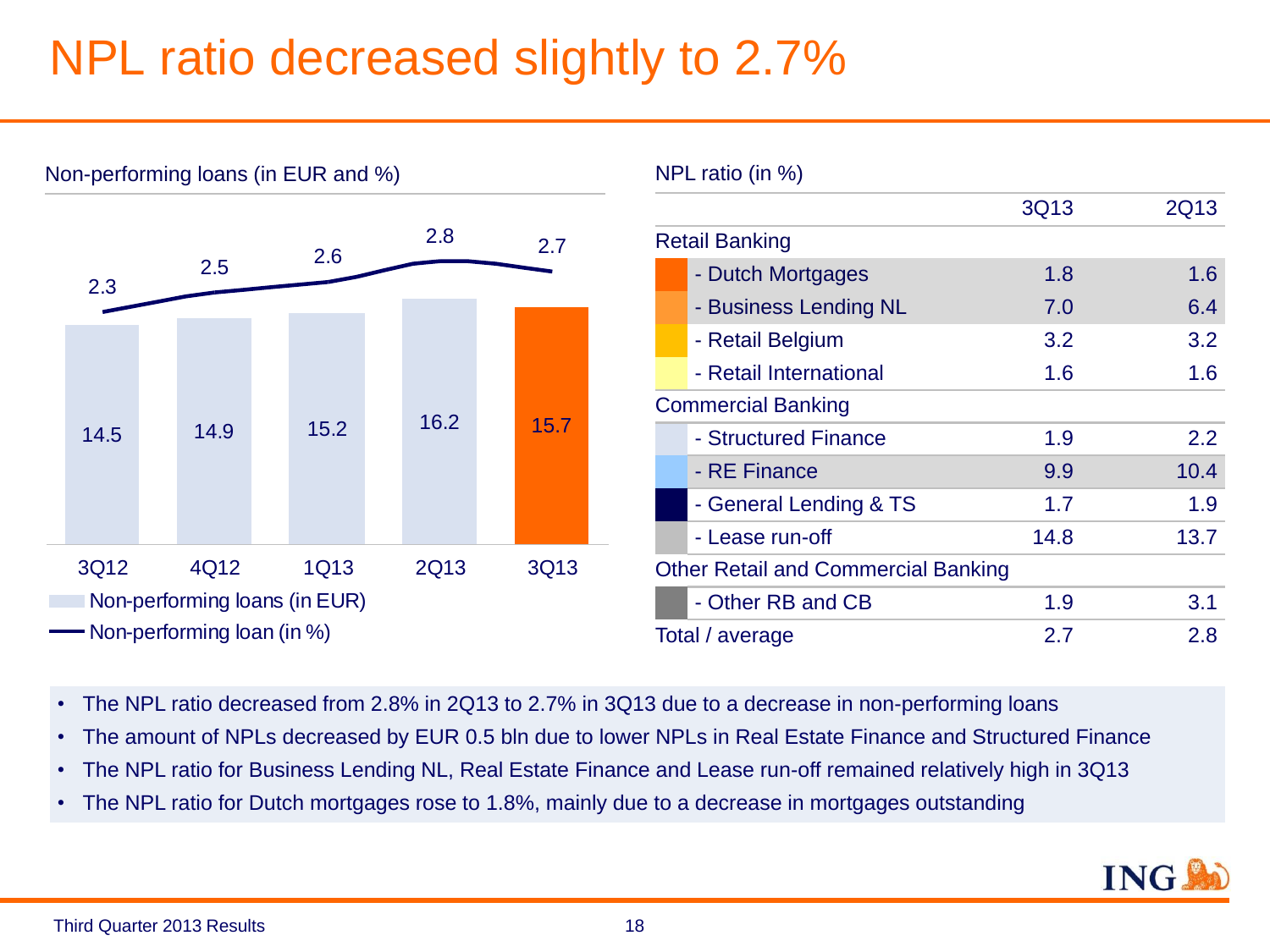# NPL ratio decreased slightly to 2.7%

Non-performing loans (in EUR and %)

| | 3Q12 | 4Q12 | 1Q13 | 2Q13 | 3Q13 |
|---|---|---|---|---|---|
| Non-performing loans (in EUR) | 14.5 | 14.9 | 15.2 | 16.2 | 15.7 |
| Non-performing loan (in %) | 2.3 | 2.5 | 2.6 | 2.8 | 2.7 |

NPL ratio (in %)

| | 3Q13 | 2Q13 |
|---|---|---|
| **Retail Banking** | | |
| - Dutch Mortgages | 1.8 | 1.6 |
| - Business Lending NL | 7.0 | 6.4 |
| - Retail Belgium | 3.2 | 3.2 |
| - Retail International | 1.6 | 1.6 |
| **Commercial Banking** | | |
| - Structured Finance | 1.9 | 2.2 |
| - RE Finance | 9.9 | 10.4 |
| - General Lending & TS | 1.7 | 1.9 |
| - Lease run-off | 14.8 | 13.7 |
| **Other Retail and Commercial Banking** | | |
| - Other RB and CB | 1.9 | 3.1 |
| Total / average | 2.7 | 2.8 |

- The NPL ratio decreased from 2.8% in 2Q13 to 2.7% in 3Q13 due to a decrease in non-performing loans
- The amount of NPLs decreased by EUR 0.5 bln due to lower NPLs in Real Estate Finance and Structured Finance
- The NPL ratio for Business Lending NL, Real Estate Finance and Lease run-off remained relatively high in 3Q13
- The NPL ratio for Dutch mortgages rose to 1.8%, mainly due to a decrease in mortgages outstanding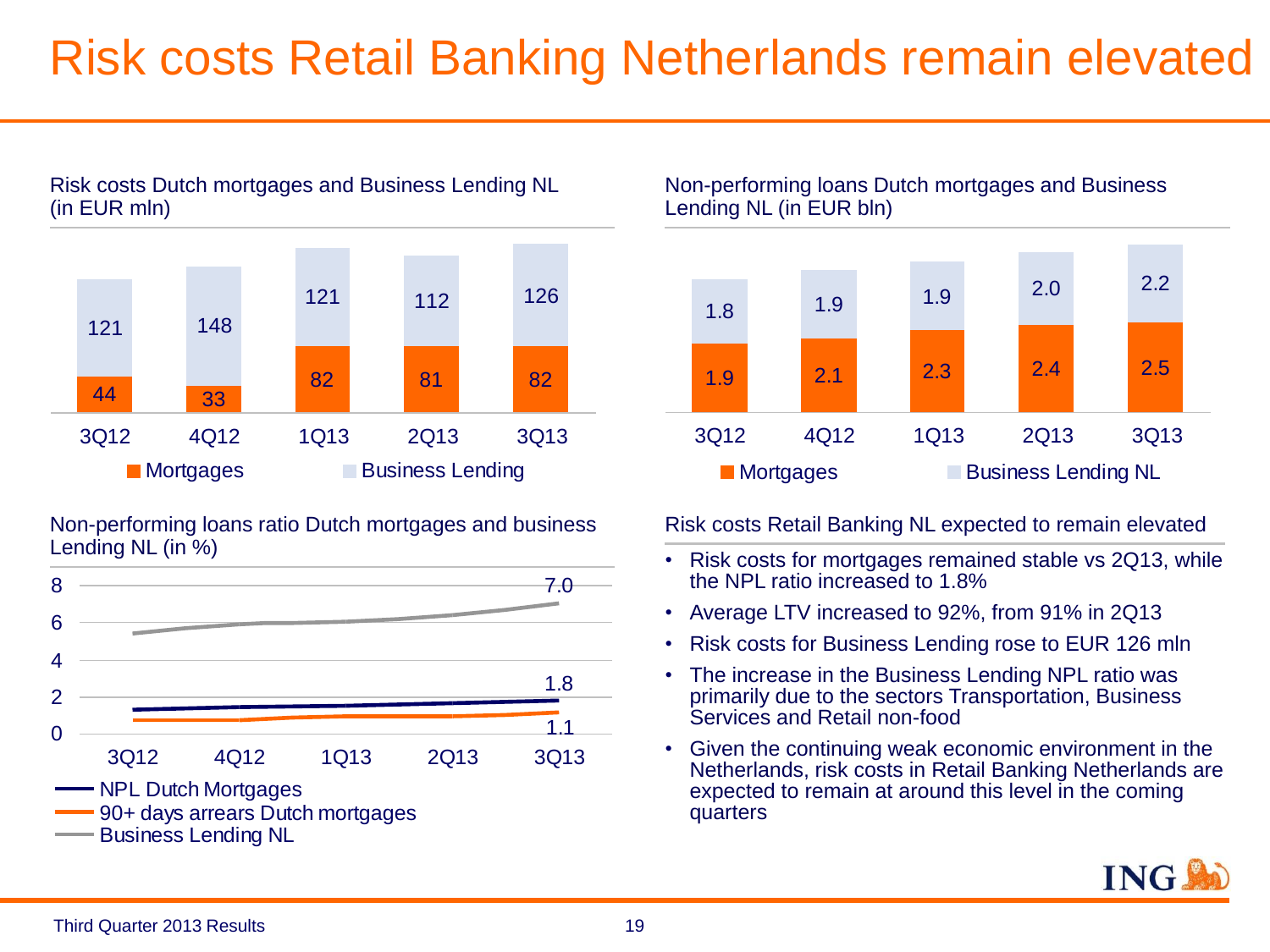# Risk costs Retail Banking Netherlands remain elevated

### Risk costs Dutch mortgages and Business Lending NL (in EUR mln)

| | 3Q12 | 4Q12 | 1Q13 | 2Q13 | 3Q13 |
|---|---|---|---|---|---|
| Mortgages | 44 | 33 | 82 | 81 | 82 |
| Business Lending | 121 | 148 | 121 | 112 | 126 |

### Non-performing loans Dutch mortgages and Business Lending NL (in EUR bln)

| | 3Q12 | 4Q12 | 1Q13 | 2Q13 | 3Q13 |
|---|---|---|---|---|---|
| Mortgages | 1.9 | 2.1 | 2.3 | 2.4 | 2.5 |
| Business Lending NL | 1.8 | 1.9 | 1.9 | 2.0 | 2.2 |

### Non-performing loans ratio Dutch mortgages and business Lending NL (in %)

| | 3Q12 | 4Q12 | 1Q13 | 2Q13 | 3Q13 |
|---|---|---|---|---|---|
| NPL Dutch Mortgages | | | | | 1.8 |
| 90+ days arrears Dutch mortgages | | | | | 1.1 |
| Business Lending NL | | | | | 7.0 |

### Risk costs Retail Banking NL expected to remain elevated

- Risk costs for mortgages remained stable vs 2Q13, while the NPL ratio increased to 1.8%
- Average LTV increased to 92%, from 91% in 2Q13
- Risk costs for Business Lending rose to EUR 126 mln
- The increase in the Business Lending NPL ratio was primarily due to the sectors Transportation, Business Services and Retail non-food
- Given the continuing weak economic environment in the Netherlands, risk costs in Retail Banking Netherlands are expected to remain at around this level in the coming quarters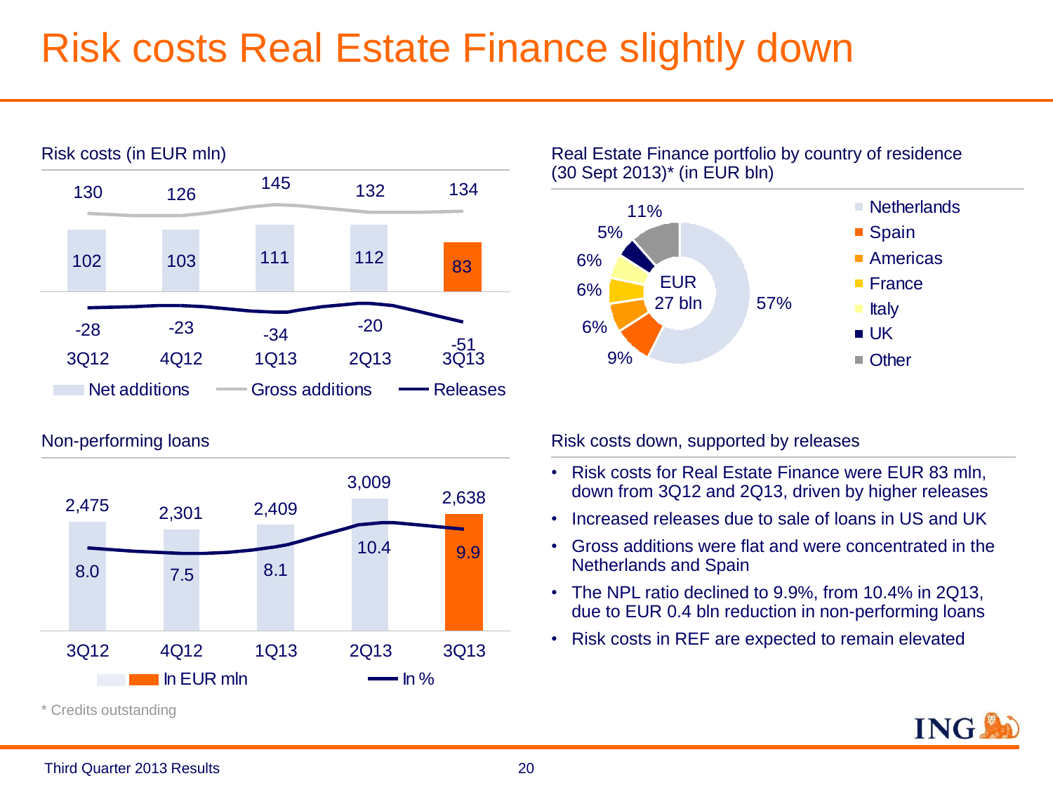# Risk costs Real Estate Finance slightly down

### Risk costs (in EUR mln)

| | 3Q12 | 4Q12 | 1Q13 | 2Q13 | 3Q13 |
|---|---|---|---|---|---|
| Gross additions | 130 | 126 | 145 | 132 | 134 |
| Net additions | 102 | 103 | 111 | 112 | 83 |
| Releases | -28 | -23 | -34 | -20 | -51 |

### Real Estate Finance portfolio by country of residence (30 Sept 2013)* (in EUR bln)

EUR 27 bln

| Country | % |
|---|---|
| Netherlands | 57% |
| Spain | 9% |
| Americas | 6% |
| France | 6% |
| Italy | 6% |
| UK | 5% |
| Other | 11% |

### Non-performing loans

| | 3Q12 | 4Q12 | 1Q13 | 2Q13 | 3Q13 |
|---|---|---|---|---|---|
| In EUR mln | 2,475 | 2,301 | 2,409 | 3,009 | 2,638 |
| In % | 8.0 | 7.5 | 8.1 | 10.4 | 9.9 |

### Risk costs down, supported by releases

- Risk costs for Real Estate Finance were EUR 83 mln, down from 3Q12 and 2Q13, driven by higher releases
- Increased releases due to sale of loans in US and UK
- Gross additions were flat and were concentrated in the Netherlands and Spain
- The NPL ratio declined to 9.9%, from 10.4% in 2Q13, due to EUR 0.4 bln reduction in non-performing loans
- Risk costs in REF are expected to remain elevated

* Credits outstanding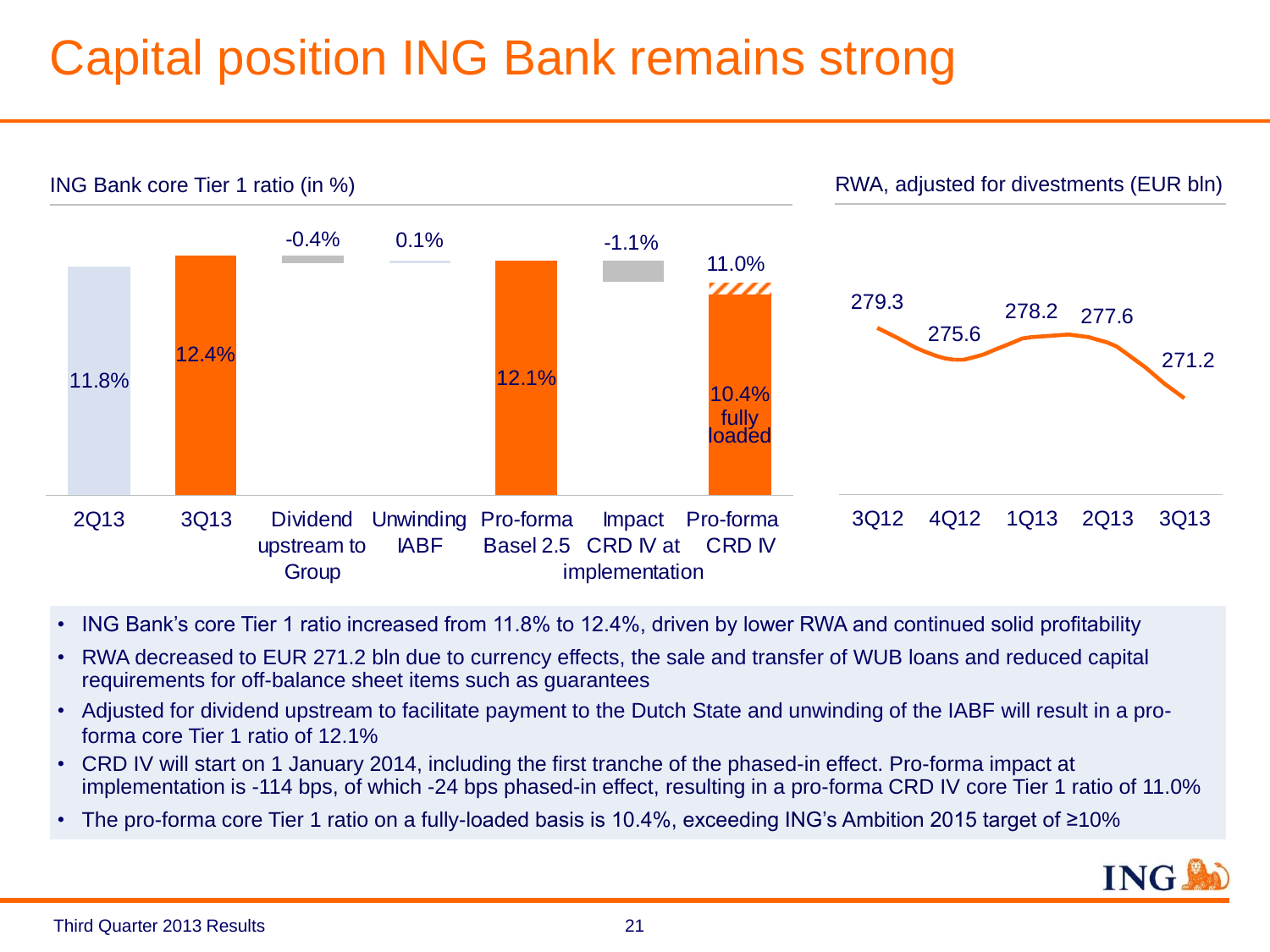# Capital position ING Bank remains strong

**ING Bank core Tier 1 ratio (in %)**

| 2Q13 | 3Q13 | Dividend upstream to Group | Unwinding IABF | Pro-forma Basel 2.5 | Impact CRD IV at implementation | Pro-forma CRD IV |
|---|---|---|---|---|---|---|
| 11.8% | 12.4% | -0.4% | 0.1% | 12.1% | -1.1% | 11.0% (10.4% fully loaded) |

**RWA, adjusted for divestments (EUR bln)**

| 3Q12 | 4Q12 | 1Q13 | 2Q13 | 3Q13 |
|---|---|---|---|---|
| 279.3 | 275.6 | 278.2 | 277.6 | 271.2 |

- ING Bank's core Tier 1 ratio increased from 11.8% to 12.4%, driven by lower RWA and continued solid profitability
- RWA decreased to EUR 271.2 bln due to currency effects, the sale and transfer of WUB loans and reduced capital requirements for off-balance sheet items such as guarantees
- Adjusted for dividend upstream to facilitate payment to the Dutch State and unwinding of the IABF will result in a pro-forma core Tier 1 ratio of 12.1%
- CRD IV will start on 1 January 2014, including the first tranche of the phased-in effect. Pro-forma impact at implementation is -114 bps, of which -24 bps phased-in effect, resulting in a pro-forma CRD IV core Tier 1 ratio of 11.0%
- The pro-forma core Tier 1 ratio on a fully-loaded basis is 10.4%, exceeding ING's Ambition 2015 target of ≥10%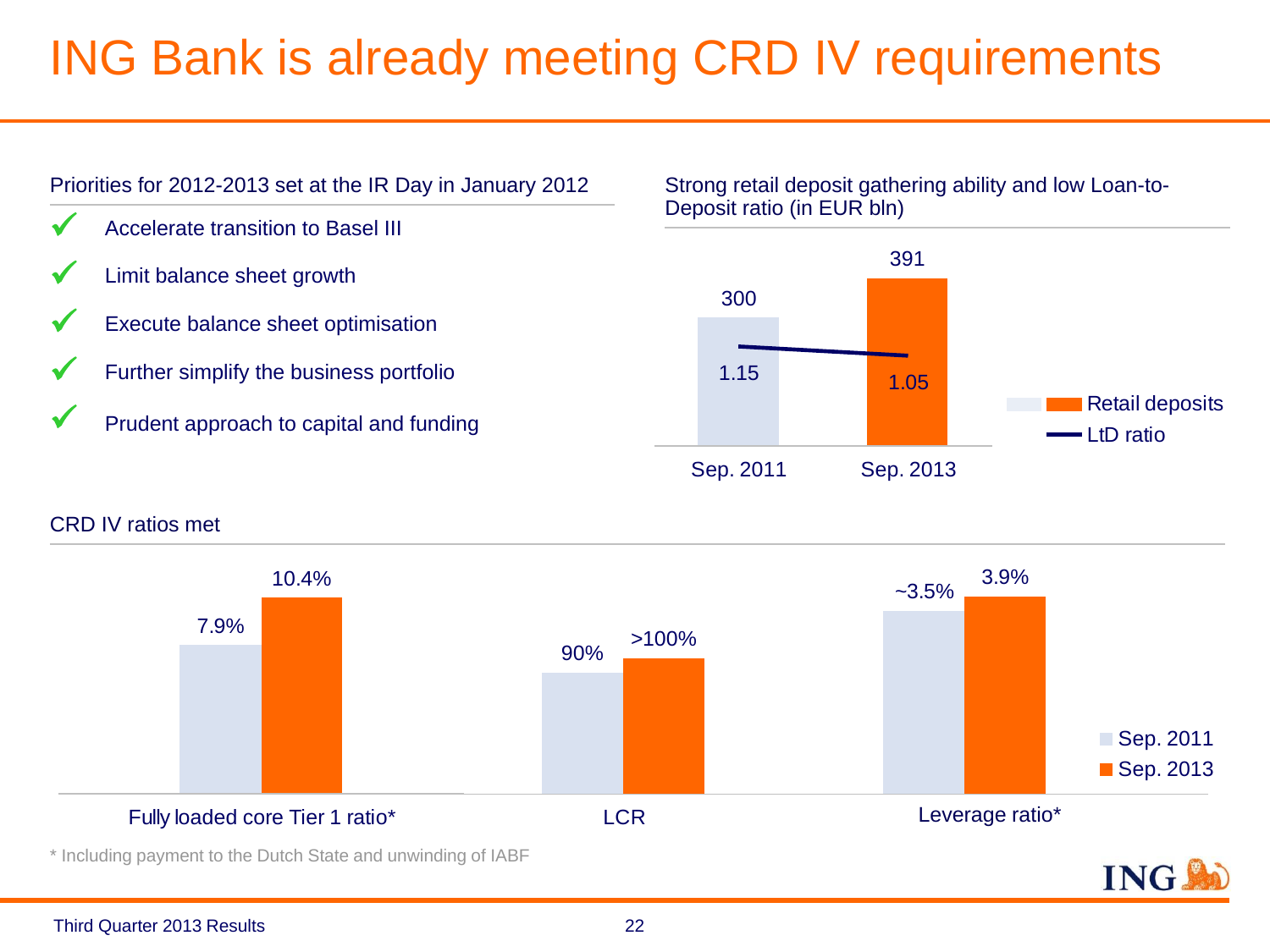# ING Bank is already meeting CRD IV requirements

Priorities for 2012-2013 set at the IR Day in January 2012

- ✓ Accelerate transition to Basel III
- ✓ Limit balance sheet growth
- ✓ Execute balance sheet optimisation
- ✓ Further simplify the business portfolio
- ✓ Prudent approach to capital and funding

Strong retail deposit gathering ability and low Loan-to-Deposit ratio (in EUR bln)

| | Sep. 2011 | Sep. 2013 |
|---|---|---|
| Retail deposits | 300 | 391 |
| LtD ratio | 1.15 | 1.05 |

CRD IV ratios met

| | Sep. 2011 | Sep. 2013 |
|---|---|---|
| Fully loaded core Tier 1 ratio* | 7.9% | 10.4% |
| LCR | 90% | >100% |
| Leverage ratio* | ~3.5% | 3.9% |

* Including payment to the Dutch State and unwinding of IABF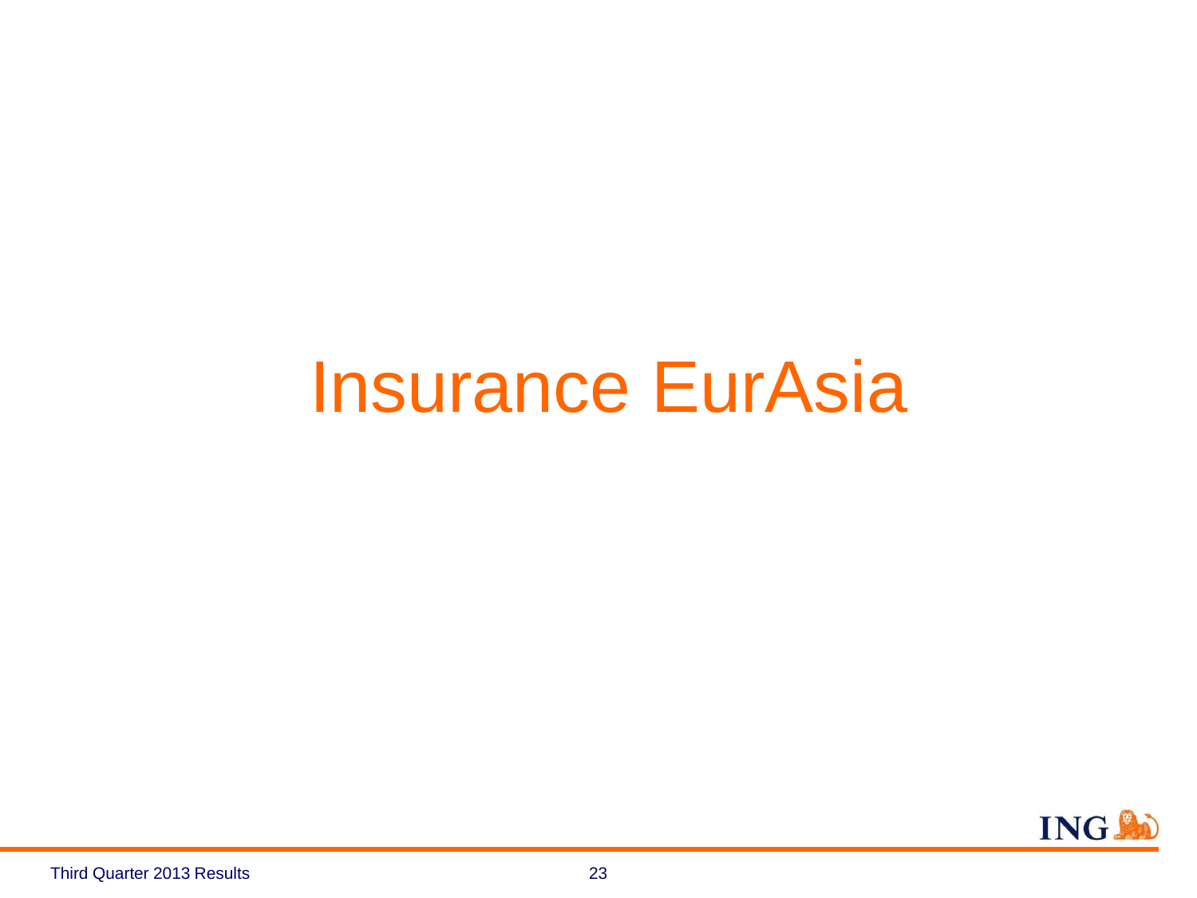# Insurance EurAsia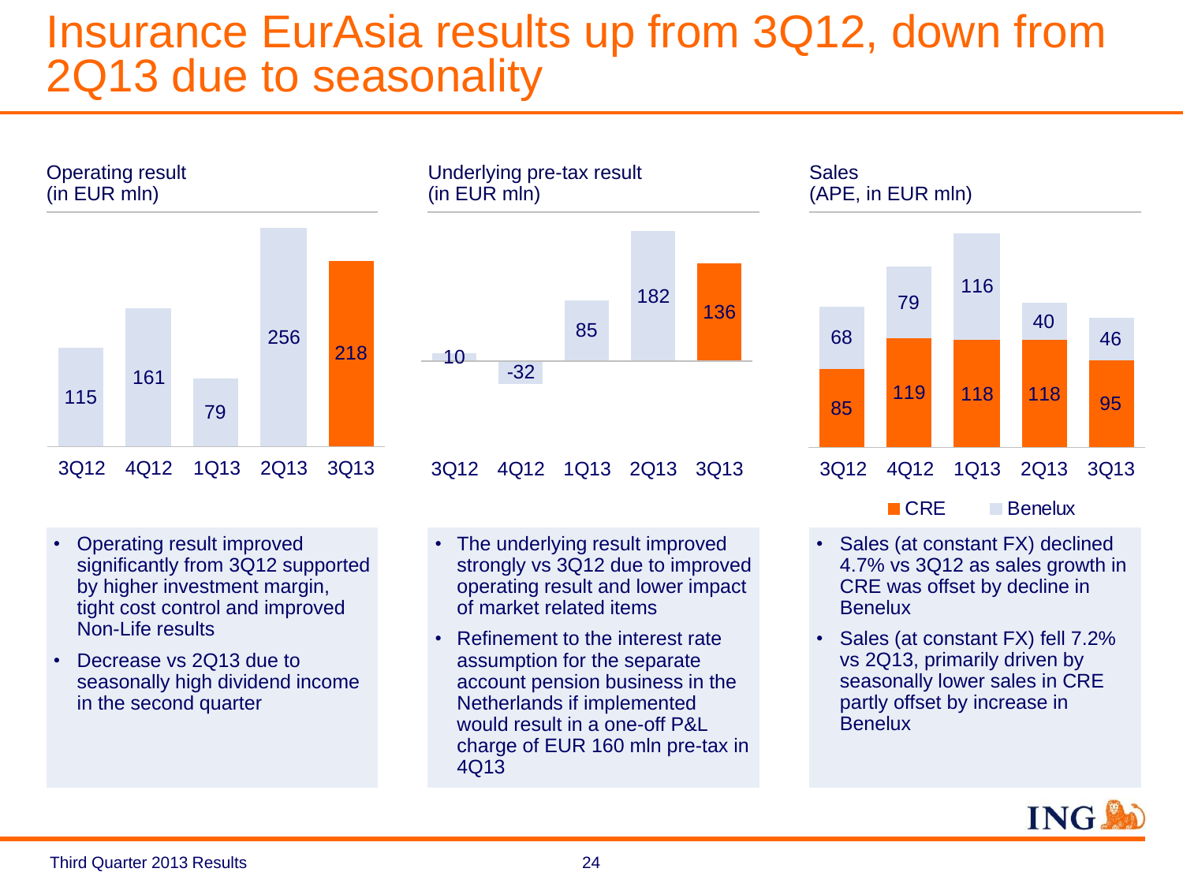# Insurance EurAsia results up from 3Q12, down from 2Q13 due to seasonality

**Operating result (in EUR mln)**

| 3Q12 | 4Q12 | 1Q13 | 2Q13 | 3Q13 |
|---|---|---|---|---|
| 115 | 161 | 79 | 256 | 218 |

- Operating result improved significantly from 3Q12 supported by higher investment margin, tight cost control and improved Non-Life results
- Decrease vs 2Q13 due to seasonally high dividend income in the second quarter

**Underlying pre-tax result (in EUR mln)**

| 3Q12 | 4Q12 | 1Q13 | 2Q13 | 3Q13 |
|---|---|---|---|---|
| 10 | -32 | 85 | 182 | 136 |

- The underlying result improved strongly vs 3Q12 due to improved operating result and lower impact of market related items
- Refinement to the interest rate assumption for the separate account pension business in the Netherlands if implemented would result in a one-off P&L charge of EUR 160 mln pre-tax in 4Q13

**Sales (APE, in EUR mln)**

| | 3Q12 | 4Q12 | 1Q13 | 2Q13 | 3Q13 |
|---|---|---|---|---|---|
| CRE | 85 | 119 | 118 | 118 | 95 |
| Benelux | 68 | 79 | 116 | 40 | 46 |

- Sales (at constant FX) declined 4.7% vs 3Q12 as sales growth in CRE was offset by decline in Benelux
- Sales (at constant FX) fell 7.2% vs 2Q13, primarily driven by seasonally lower sales in CRE partly offset by increase in Benelux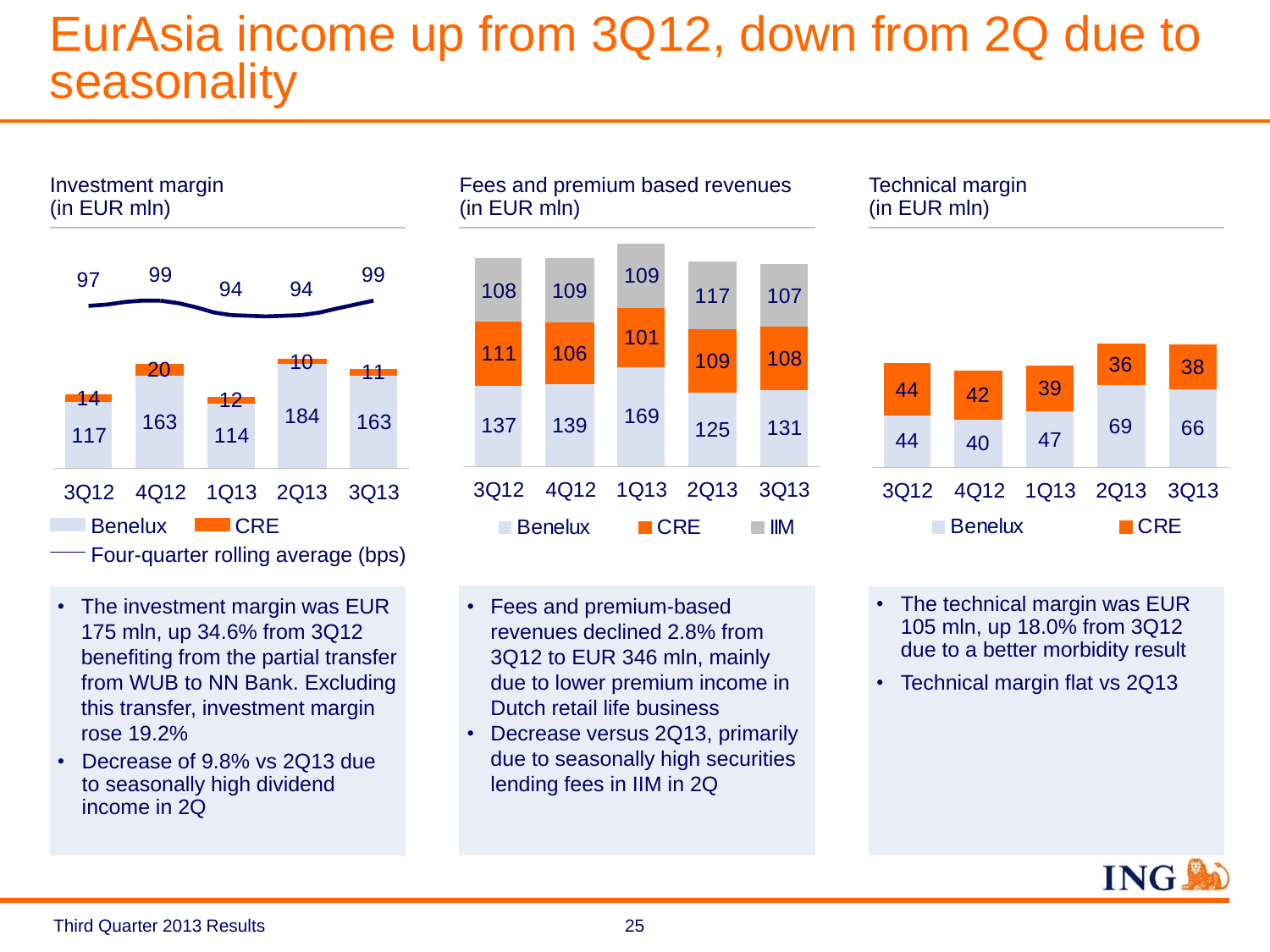# EurAsia income up from 3Q12, down from 2Q due to seasonality

## Investment margin (in EUR mln)

| | 3Q12 | 4Q12 | 1Q13 | 2Q13 | 3Q13 |
|---|---|---|---|---|---|
| Benelux | 117 | 163 | 114 | 184 | 163 |
| CRE | 14 | 20 | 12 | 10 | 11 |
| Four-quarter rolling average (bps) | 97 | 99 | 94 | 94 | 99 |

- The investment margin was EUR 175 mln, up 34.6% from 3Q12 benefiting from the partial transfer from WUB to NN Bank. Excluding this transfer, investment margin rose 19.2%
- Decrease of 9.8% vs 2Q13 due to seasonally high dividend income in 2Q

## Fees and premium based revenues (in EUR mln)

| | 3Q12 | 4Q12 | 1Q13 | 2Q13 | 3Q13 |
|---|---|---|---|---|---|
| Benelux | 137 | 139 | 169 | 125 | 131 |
| CRE | 111 | 106 | 101 | 109 | 108 |
| IIM | 108 | 109 | 109 | 117 | 107 |

- Fees and premium-based revenues declined 2.8% from 3Q12 to EUR 346 mln, mainly due to lower premium income in Dutch retail life business
- Decrease versus 2Q13, primarily due to seasonally high securities lending fees in IIM in 2Q

## Technical margin (in EUR mln)

| | 3Q12 | 4Q12 | 1Q13 | 2Q13 | 3Q13 |
|---|---|---|---|---|---|
| Benelux | 44 | 40 | 47 | 69 | 66 |
| CRE | 44 | 42 | 39 | 36 | 38 |

- The technical margin was EUR 105 mln, up 18.0% from 3Q12 due to a better morbidity result
- Technical margin flat vs 2Q13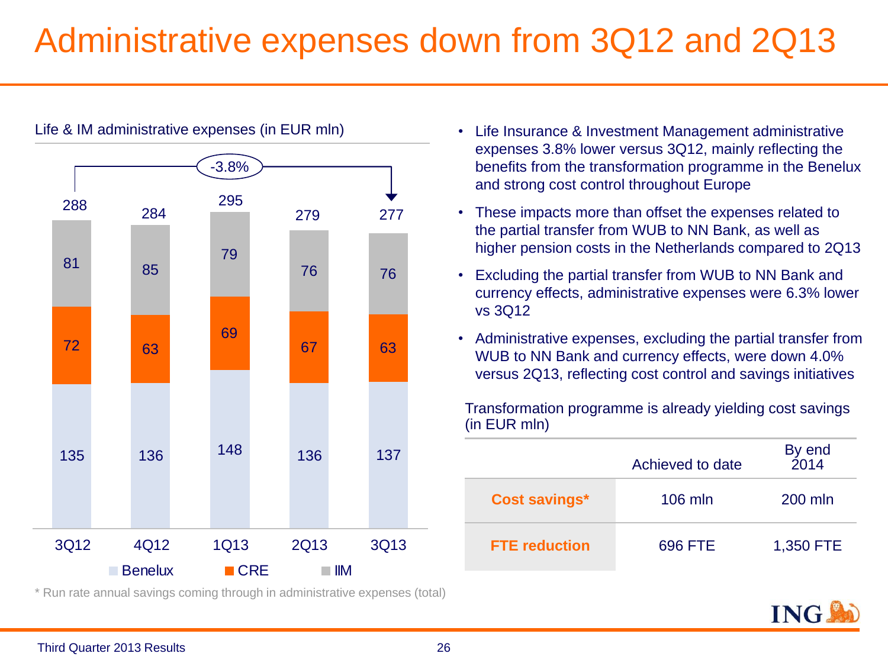# Administrative expenses down from 3Q12 and 2Q13

Life & IM administrative expenses (in EUR mln)

| | 3Q12 | 4Q12 | 1Q13 | 2Q13 | 3Q13 |
|---|---|---|---|---|---|
| Benelux | 135 | 136 | 148 | 136 | 137 |
| CRE | 72 | 63 | 69 | 67 | 63 |
| IIM | 81 | 85 | 79 | 76 | 76 |
| Total | 288 | 284 | 295 | 279 | 277 |

-3.8% (3Q12 to 3Q13)

- Life Insurance & Investment Management administrative expenses 3.8% lower versus 3Q12, mainly reflecting the benefits from the transformation programme in the Benelux and strong cost control throughout Europe
- These impacts more than offset the expenses related to the partial transfer from WUB to NN Bank, as well as higher pension costs in the Netherlands compared to 2Q13
- Excluding the partial transfer from WUB to NN Bank and currency effects, administrative expenses were 6.3% lower vs 3Q12
- Administrative expenses, excluding the partial transfer from WUB to NN Bank and currency effects, were down 4.0% versus 2Q13, reflecting cost control and savings initiatives

Transformation programme is already yielding cost savings (in EUR mln)

| | Achieved to date | By end 2014 |
|---|---|---|
| **Cost savings*** | 106 mln | 200 mln |
| **FTE reduction** | 696 FTE | 1,350 FTE |

* Run rate annual savings coming through in administrative expenses (total)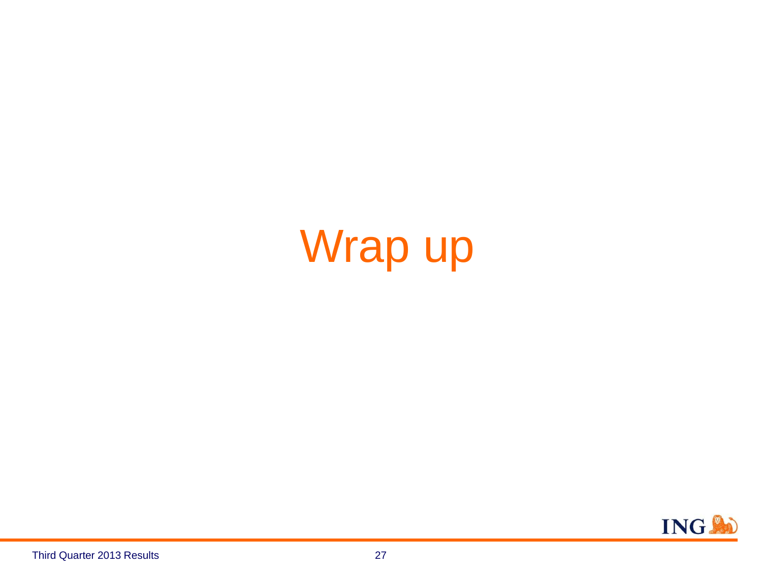# Wrap up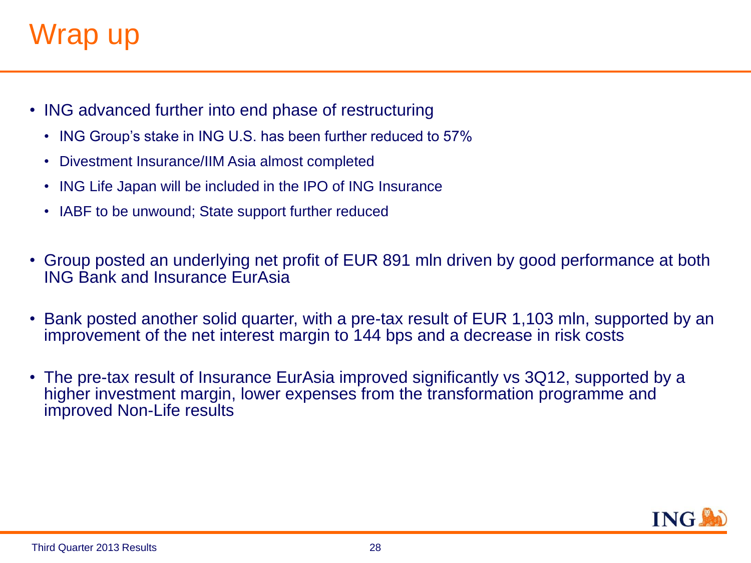# Wrap up

- ING advanced further into end phase of restructuring
  - ING Group's stake in ING U.S. has been further reduced to 57%
  - Divestment Insurance/IIM Asia almost completed
  - ING Life Japan will be included in the IPO of ING Insurance
  - IABF to be unwound; State support further reduced
- Group posted an underlying net profit of EUR 891 mln driven by good performance at both ING Bank and Insurance EurAsia
- Bank posted another solid quarter, with a pre-tax result of EUR 1,103 mln, supported by an improvement of the net interest margin to 144 bps and a decrease in risk costs
- The pre-tax result of Insurance EurAsia improved significantly vs 3Q12, supported by a higher investment margin, lower expenses from the transformation programme and improved Non-Life results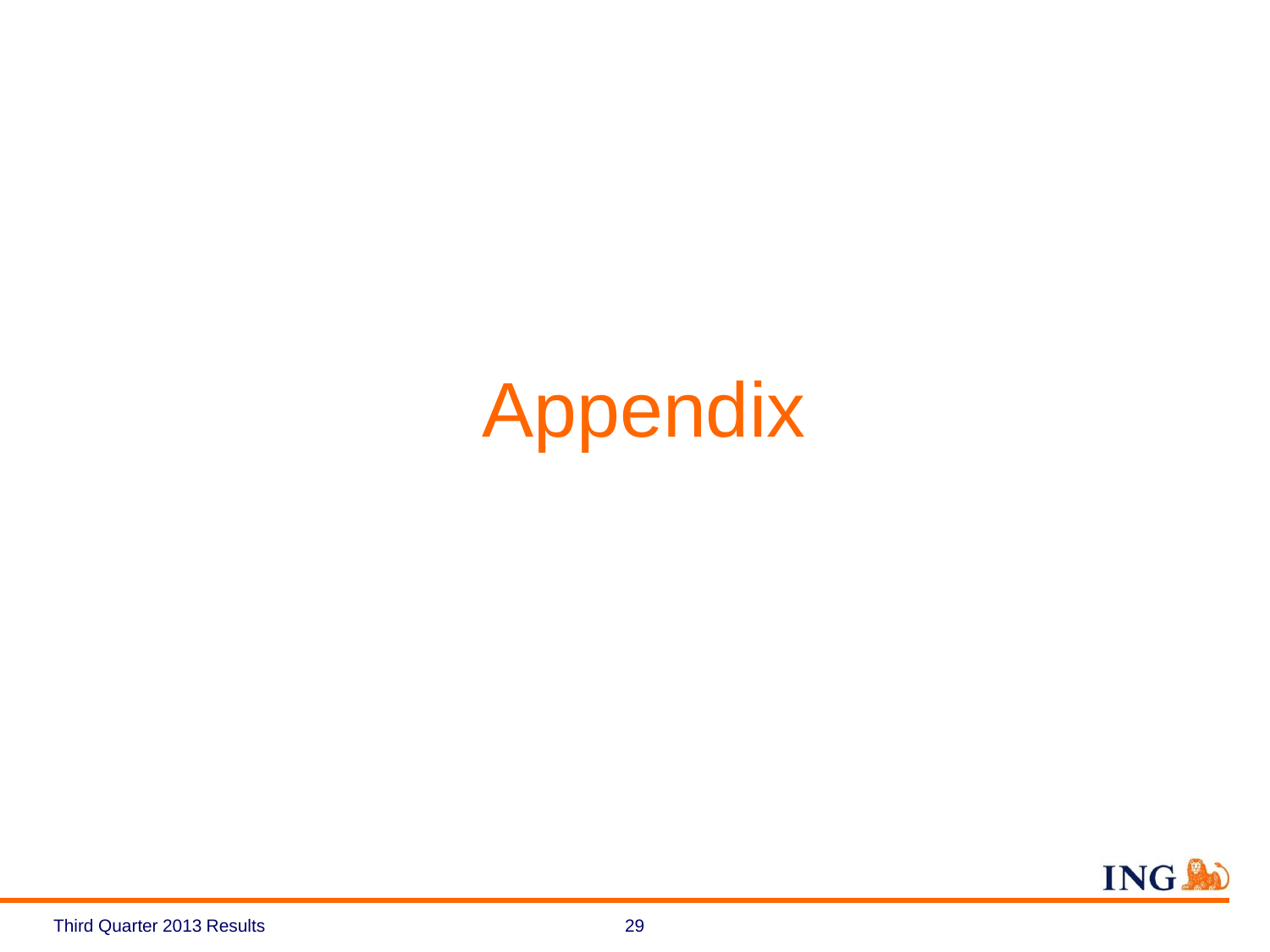# Appendix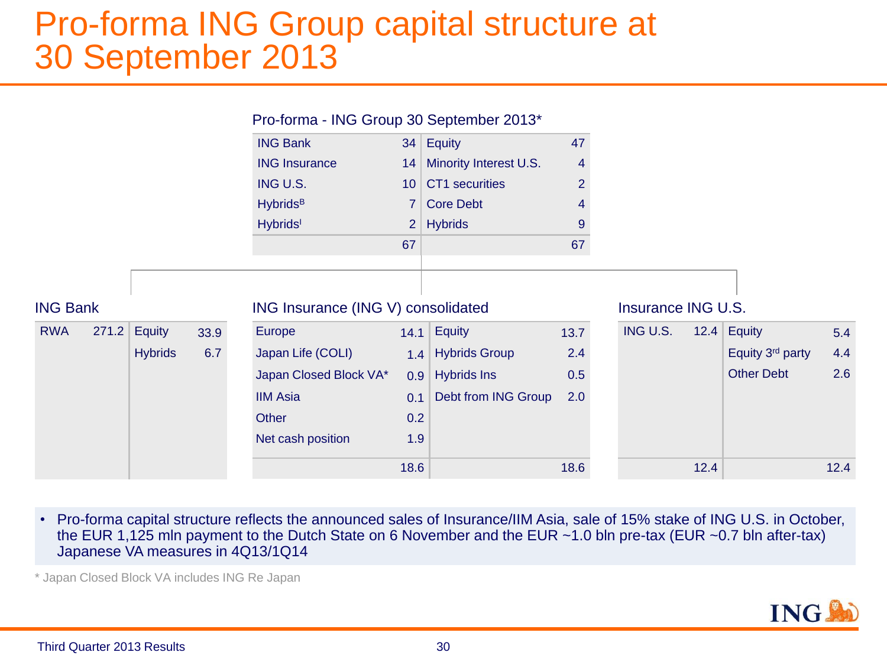# Pro-forma ING Group capital structure at 30 September 2013

**Pro-forma - ING Group 30 September 2013***

| | | | |
|---|---|---|---|
| ING Bank | 34 | Equity | 47 |
| ING Insurance | 14 | Minority Interest U.S. | 4 |
| ING U.S. | 10 | CT1 securities | 2 |
| Hybrids[B] | 7 | Core Debt | 4 |
| Hybrids[I] | 2 | Hybrids | 9 |
| | 67 | | 67 |

**ING Bank**

| | | | |
|---|---|---|---|
| RWA | 271.2 | Equity | 33.9 |
| | | Hybrids | 6.7 |

**ING Insurance (ING V) consolidated**

| | | | |
|---|---|---|---|
| Europe | 14.1 | Equity | 13.7 |
| Japan Life (COLI) | 1.4 | Hybrids Group | 2.4 |
| Japan Closed Block VA* | 0.9 | Hybrids Ins | 0.5 |
| IIM Asia | 0.1 | Debt from ING Group | 2.0 |
| Other | 0.2 | | |
| Net cash position | 1.9 | | |
| | 18.6 | | 18.6 |

**Insurance ING U.S.**

| | | | |
|---|---|---|---|
| ING U.S. | 12.4 | Equity | 5.4 |
| | | Equity 3rd party | 4.4 |
| | | Other Debt | 2.6 |
| | 12.4 | | 12.4 |

- Pro-forma capital structure reflects the announced sales of Insurance/IIM Asia, sale of 15% stake of ING U.S. in October, the EUR 1,125 mln payment to the Dutch State on 6 November and the EUR ~1.0 bln pre-tax (EUR ~0.7 bln after-tax) Japanese VA measures in 4Q13/1Q14

\* Japan Closed Block VA includes ING Re Japan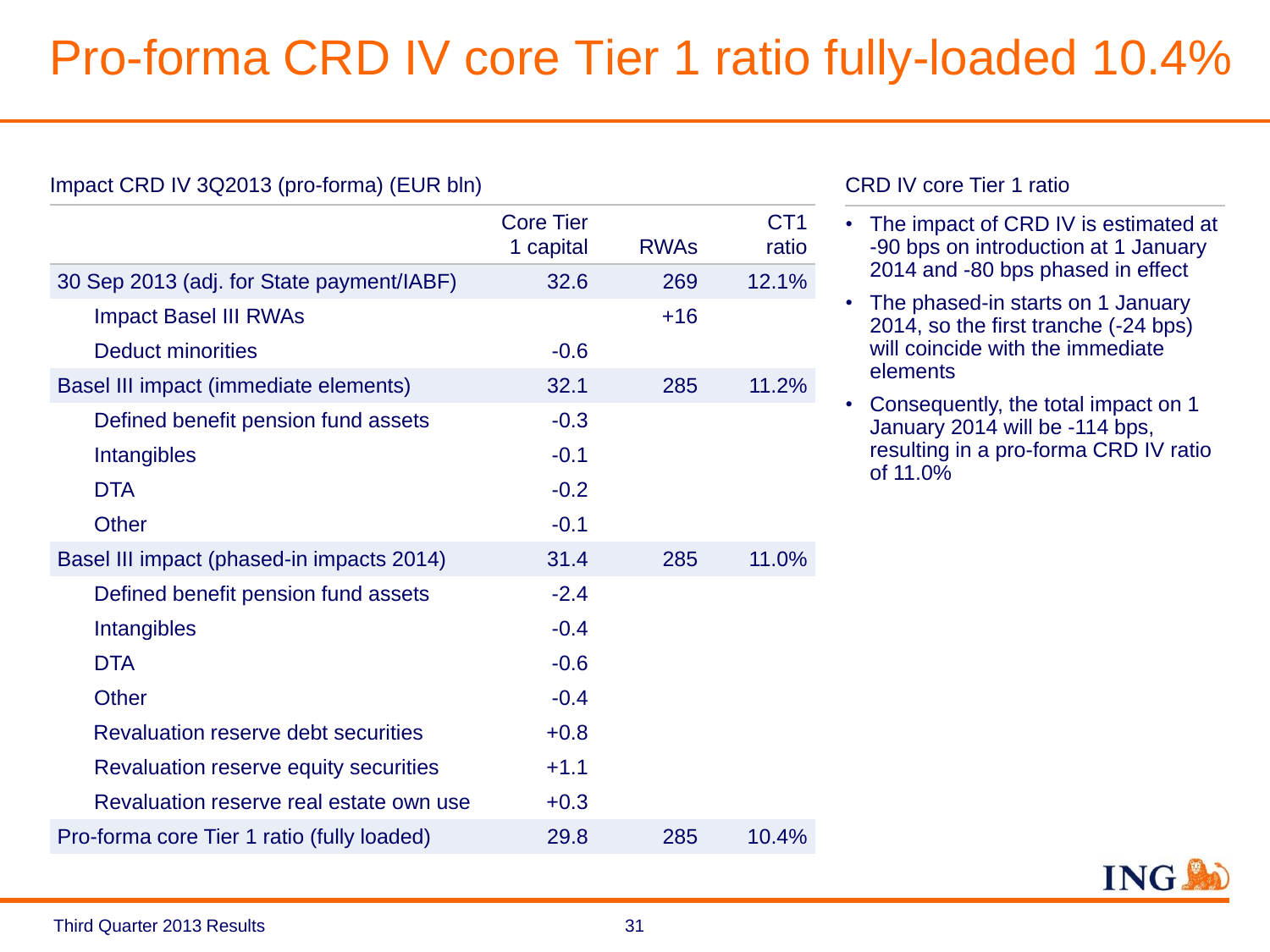# Pro-forma CRD IV core Tier 1 ratio fully-loaded 10.4%

Impact CRD IV 3Q2013 (pro-forma) (EUR bln)

| | Core Tier 1 capital | RWAs | CT1 ratio |
|---|---|---|---|
| 30 Sep 2013 (adj. for State payment/IABF) | 32.6 | 269 | 12.1% |
| Impact Basel III RWAs | | +16 | |
| Deduct minorities | -0.6 | | |
| Basel III impact (immediate elements) | 32.1 | 285 | 11.2% |
| Defined benefit pension fund assets | -0.3 | | |
| Intangibles | -0.1 | | |
| DTA | -0.2 | | |
| Other | -0.1 | | |
| Basel III impact (phased-in impacts 2014) | 31.4 | 285 | 11.0% |
| Defined benefit pension fund assets | -2.4 | | |
| Intangibles | -0.4 | | |
| DTA | -0.6 | | |
| Other | -0.4 | | |
| Revaluation reserve debt securities | +0.8 | | |
| Revaluation reserve equity securities | +1.1 | | |
| Revaluation reserve real estate own use | +0.3 | | |
| Pro-forma core Tier 1 ratio (fully loaded) | 29.8 | 285 | 10.4% |

CRD IV core Tier 1 ratio

- The impact of CRD IV is estimated at -90 bps on introduction at 1 January 2014 and -80 bps phased in effect
- The phased-in starts on 1 January 2014, so the first tranche (-24 bps) will coincide with the immediate elements
- Consequently, the total impact on 1 January 2014 will be -114 bps, resulting in a pro-forma CRD IV ratio of 11.0%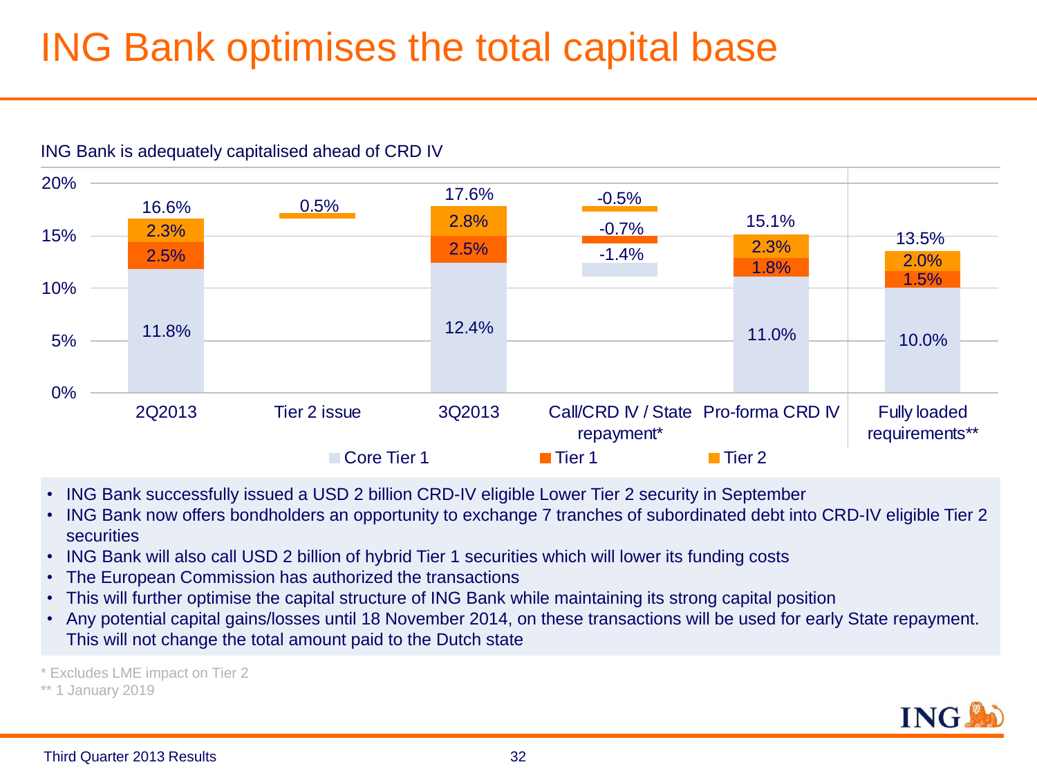# ING Bank optimises the total capital base

ING Bank is adequately capitalised ahead of CRD IV

| | 2Q2013 | Tier 2 issue | 3Q2013 | Call/CRD IV / State repayment* | Pro-forma CRD IV | Fully loaded requirements** |
|---|---|---|---|---|---|---|
| Core Tier 1 | 11.8% | | 12.4% | -1.4% | 11.0% | 10.0% |
| Tier 1 | 2.5% | | 2.5% | -0.7% | 1.8% | 1.5% |
| Tier 2 | 2.3% | 0.5% | 2.8% | -0.5% | 2.3% | 2.0% |
| Total | 16.6% | | 17.6% | | 15.1% | 13.5% |

- ING Bank successfully issued a USD 2 billion CRD-IV eligible Lower Tier 2 security in September
- ING Bank now offers bondholders an opportunity to exchange 7 tranches of subordinated debt into CRD-IV eligible Tier 2 securities
- ING Bank will also call USD 2 billion of hybrid Tier 1 securities which will lower its funding costs
- The European Commission has authorized the transactions
- This will further optimise the capital structure of ING Bank while maintaining its strong capital position
- Any potential capital gains/losses until 18 November 2014, on these transactions will be used for early State repayment. This will not change the total amount paid to the Dutch state

\* Excludes LME impact on Tier 2

\*\* 1 January 2019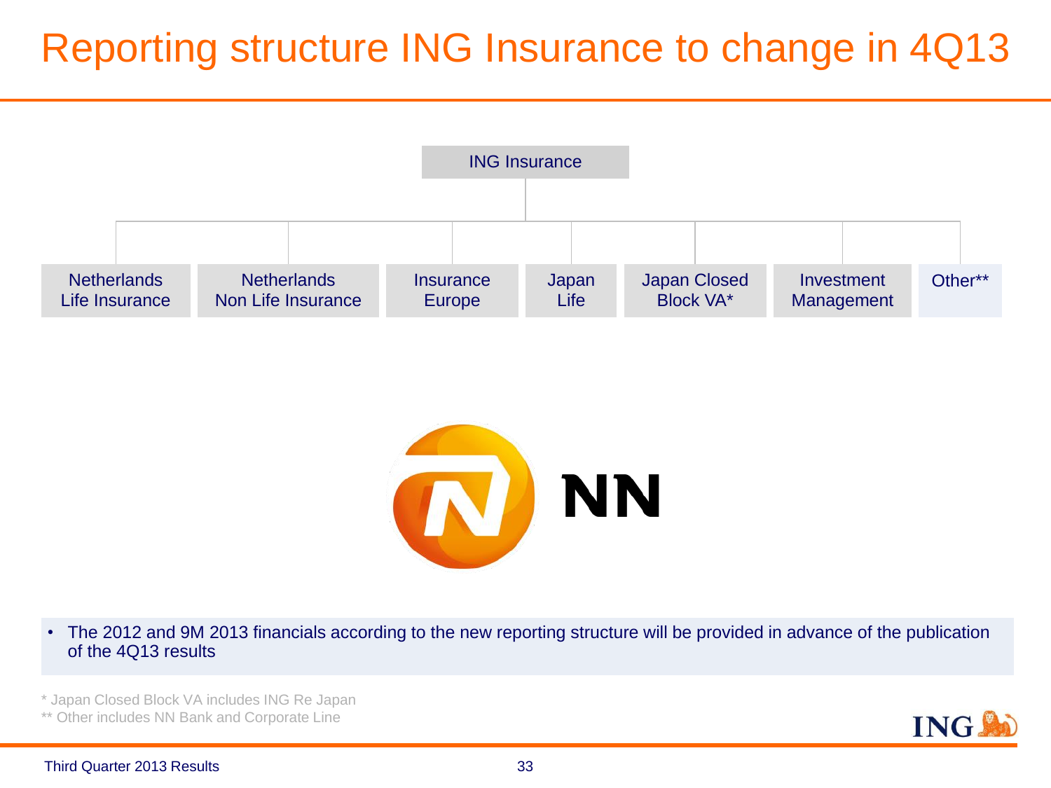# Reporting structure ING Insurance to change in 4Q13

ING Insurance

- Netherlands Life Insurance
- Netherlands Non Life Insurance
- Insurance Europe
- Japan Life
- Japan Closed Block VA*
- Investment Management
- Other**

NN

- The 2012 and 9M 2013 financials according to the new reporting structure will be provided in advance of the publication of the 4Q13 results

\* Japan Closed Block VA includes ING Re Japan

\*\* Other includes NN Bank and Corporate Line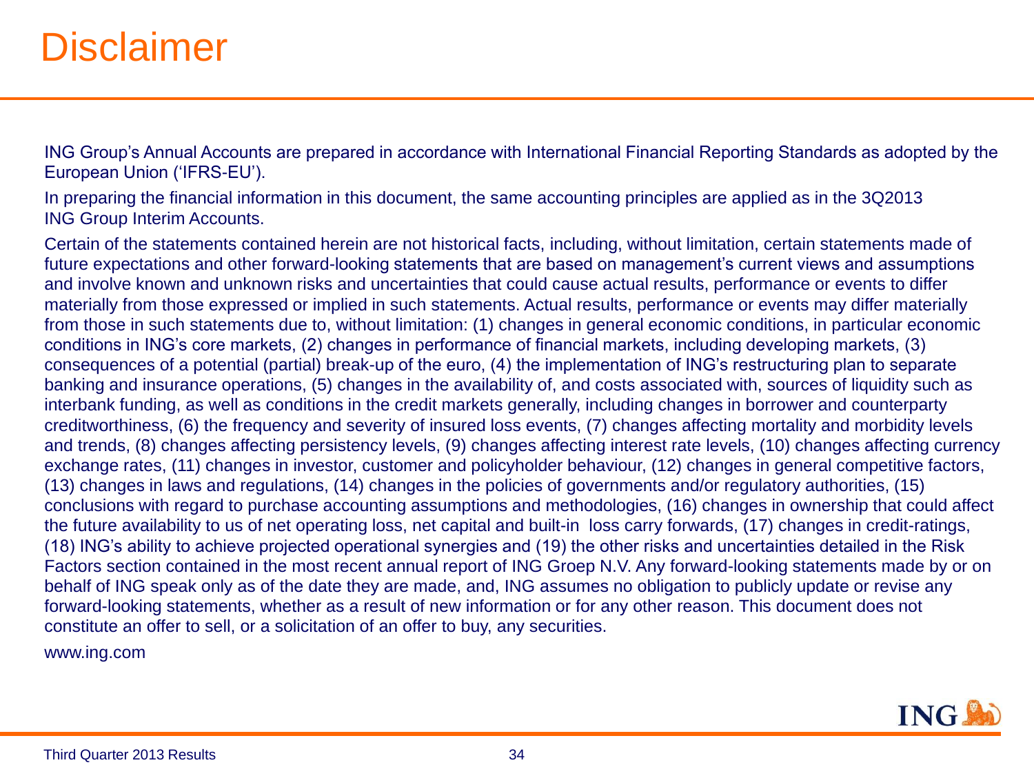# Disclaimer

ING Group's Annual Accounts are prepared in accordance with International Financial Reporting Standards as adopted by the European Union ('IFRS-EU').

In preparing the financial information in this document, the same accounting principles are applied as in the 3Q2013 ING Group Interim Accounts.

Certain of the statements contained herein are not historical facts, including, without limitation, certain statements made of future expectations and other forward-looking statements that are based on management's current views and assumptions and involve known and unknown risks and uncertainties that could cause actual results, performance or events to differ materially from those expressed or implied in such statements. Actual results, performance or events may differ materially from those in such statements due to, without limitation: (1) changes in general economic conditions, in particular economic conditions in ING's core markets, (2) changes in performance of financial markets, including developing markets, (3) consequences of a potential (partial) break-up of the euro, (4) the implementation of ING's restructuring plan to separate banking and insurance operations, (5) changes in the availability of, and costs associated with, sources of liquidity such as interbank funding, as well as conditions in the credit markets generally, including changes in borrower and counterparty creditworthiness, (6) the frequency and severity of insured loss events, (7) changes affecting mortality and morbidity levels and trends, (8) changes affecting persistency levels, (9) changes affecting interest rate levels, (10) changes affecting currency exchange rates, (11) changes in investor, customer and policyholder behaviour, (12) changes in general competitive factors, (13) changes in laws and regulations, (14) changes in the policies of governments and/or regulatory authorities, (15) conclusions with regard to purchase accounting assumptions and methodologies, (16) changes in ownership that could affect the future availability to us of net operating loss, net capital and built-in loss carry forwards, (17) changes in credit-ratings, (18) ING's ability to achieve projected operational synergies and (19) the other risks and uncertainties detailed in the Risk Factors section contained in the most recent annual report of ING Groep N.V. Any forward-looking statements made by or on behalf of ING speak only as of the date they are made, and, ING assumes no obligation to publicly update or revise any forward-looking statements, whether as a result of new information or for any other reason. This document does not constitute an offer to sell, or a solicitation of an offer to buy, any securities.

www.ing.com